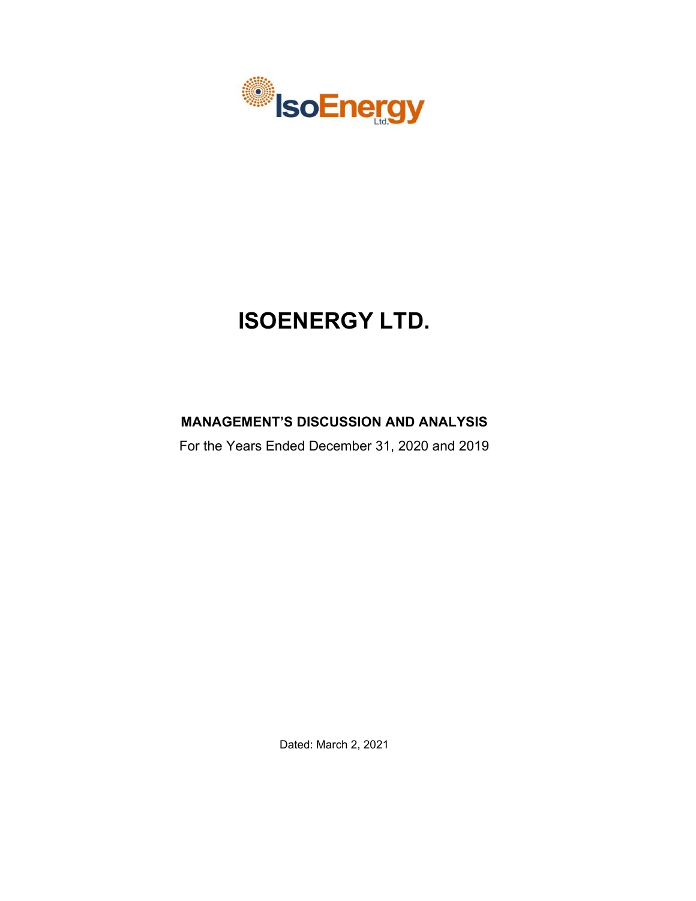# ISOENERGY LTD.

**MANAGEMENT'S DISCUSSION AND ANALYSIS**

For the Years Ended December 31, 2020 and 2019

Dated: March 2, 2021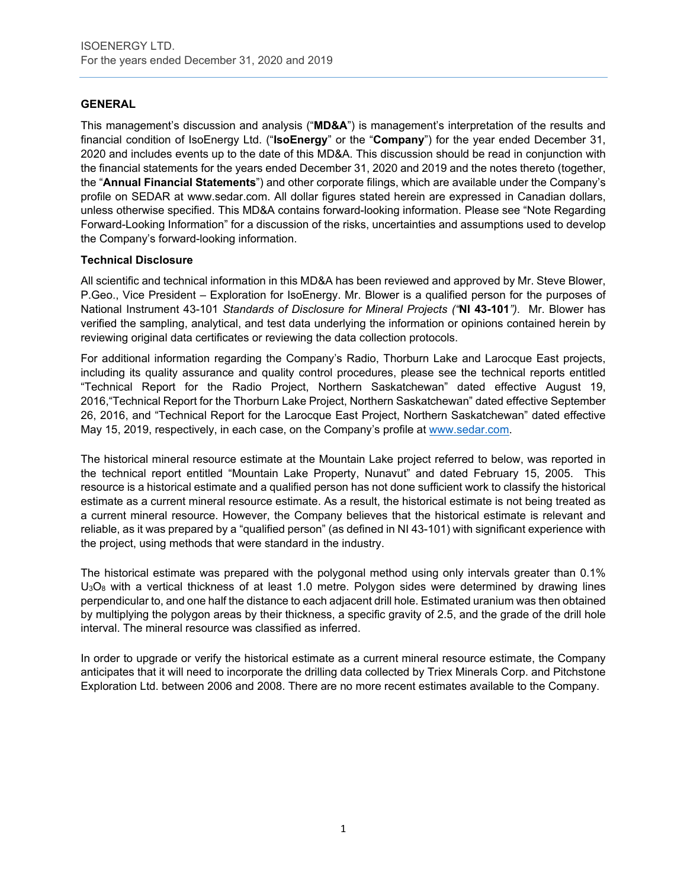## GENERAL

This management's discussion and analysis ("**MD&A**") is management's interpretation of the results and financial condition of IsoEnergy Ltd. ("**IsoEnergy**" or the "**Company**") for the year ended December 31, 2020 and includes events up to the date of this MD&A. This discussion should be read in conjunction with the financial statements for the years ended December 31, 2020 and 2019 and the notes thereto (together, the "**Annual Financial Statements**") and other corporate filings, which are available under the Company's profile on SEDAR at www.sedar.com. All dollar figures stated herein are expressed in Canadian dollars, unless otherwise specified. This MD&A contains forward-looking information. Please see "Note Regarding Forward-Looking Information" for a discussion of the risks, uncertainties and assumptions used to develop the Company's forward-looking information.

### Technical Disclosure

All scientific and technical information in this MD&A has been reviewed and approved by Mr. Steve Blower, P.Geo., Vice President – Exploration for IsoEnergy. Mr. Blower is a qualified person for the purposes of National Instrument 43-101 *Standards of Disclosure for Mineral Projects ("***NI 43-101***")*. Mr. Blower has verified the sampling, analytical, and test data underlying the information or opinions contained herein by reviewing original data certificates or reviewing the data collection protocols.

For additional information regarding the Company's Radio, Thorburn Lake and Larocque East projects, including its quality assurance and quality control procedures, please see the technical reports entitled "Technical Report for the Radio Project, Northern Saskatchewan" dated effective August 19, 2016, "Technical Report for the Thorburn Lake Project, Northern Saskatchewan" dated effective September 26, 2016, and "Technical Report for the Larocque East Project, Northern Saskatchewan" dated effective May 15, 2019, respectively, in each case, on the Company's profile at www.sedar.com.

The historical mineral resource estimate at the Mountain Lake project referred to below, was reported in the technical report entitled "Mountain Lake Property, Nunavut" and dated February 15, 2005. This resource is a historical estimate and a qualified person has not done sufficient work to classify the historical estimate as a current mineral resource estimate. As a result, the historical estimate is not being treated as a current mineral resource. However, the Company believes that the historical estimate is relevant and reliable, as it was prepared by a "qualified person" (as defined in NI 43-101) with significant experience with the project, using methods that were standard in the industry.

The historical estimate was prepared with the polygonal method using only intervals greater than 0.1% $U_3O_8$ with a vertical thickness of at least 1.0 metre. Polygon sides were determined by drawing lines perpendicular to, and one half the distance to each adjacent drill hole. Estimated uranium was then obtained by multiplying the polygon areas by their thickness, a specific gravity of 2.5, and the grade of the drill hole interval. The mineral resource was classified as inferred.

In order to upgrade or verify the historical estimate as a current mineral resource estimate, the Company anticipates that it will need to incorporate the drilling data collected by Triex Minerals Corp. and Pitchstone Exploration Ltd. between 2006 and 2008. There are no more recent estimates available to the Company.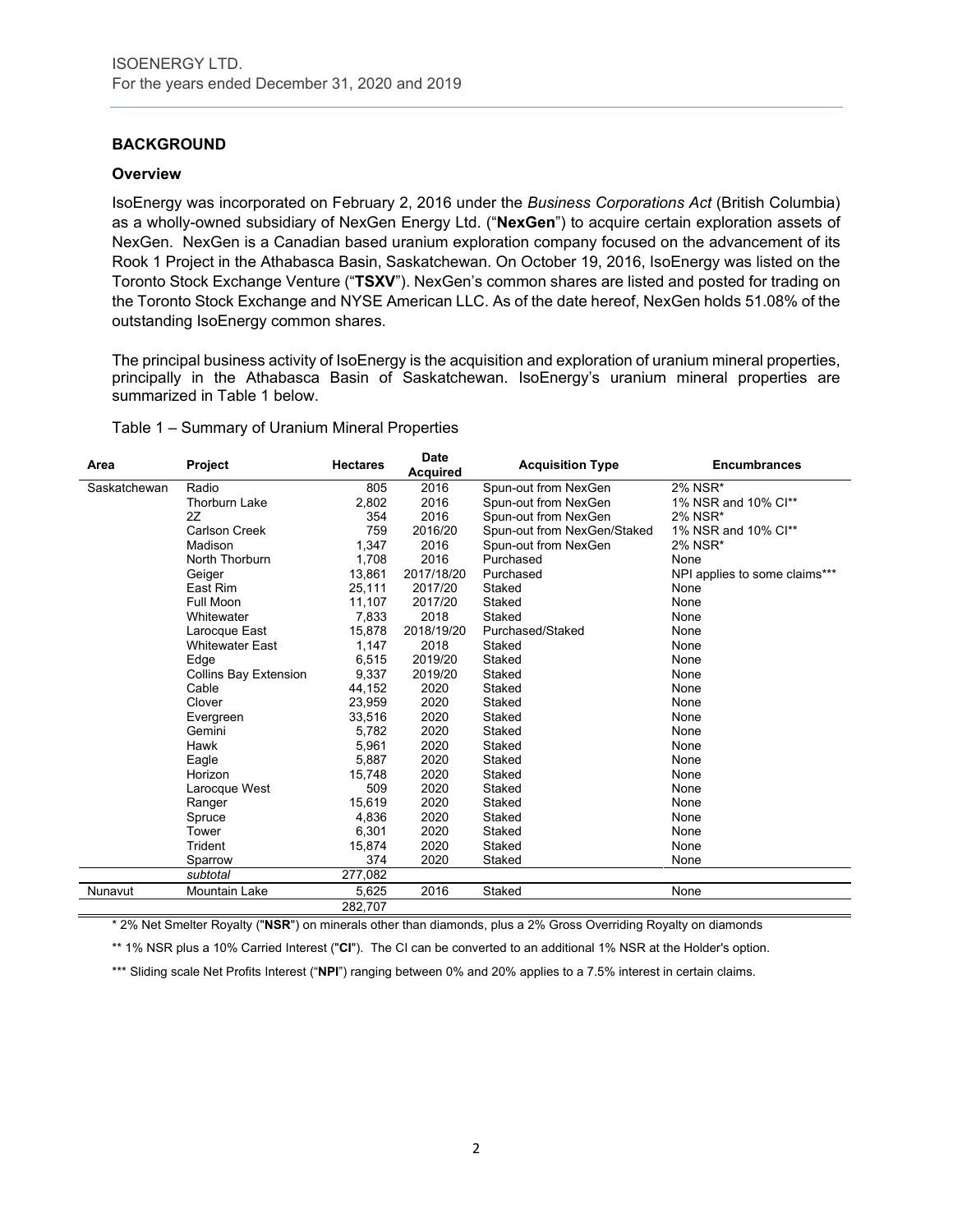## BACKGROUND

### Overview

IsoEnergy was incorporated on February 2, 2016 under the *Business Corporations Act* (British Columbia) as a wholly-owned subsidiary of NexGen Energy Ltd. ("**NexGen**") to acquire certain exploration assets of NexGen. NexGen is a Canadian based uranium exploration company focused on the advancement of its Rook 1 Project in the Athabasca Basin, Saskatchewan. On October 19, 2016, IsoEnergy was listed on the Toronto Stock Exchange Venture ("**TSXV**"). NexGen's common shares are listed and posted for trading on the Toronto Stock Exchange and NYSE American LLC. As of the date hereof, NexGen holds 51.08% of the outstanding IsoEnergy common shares.

The principal business activity of IsoEnergy is the acquisition and exploration of uranium mineral properties, principally in the Athabasca Basin of Saskatchewan. IsoEnergy's uranium mineral properties are summarized in Table 1 below.

Table 1 – Summary of Uranium Mineral Properties

| Area | Project | Hectares | Date Acquired | Acquisition Type | Encumbrances |
|---|---|---|---|---|---|
| Saskatchewan | Radio | 805 | 2016 | Spun-out from NexGen | 2% NSR* |
| | Thorburn Lake | 2,802 | 2016 | Spun-out from NexGen | 1% NSR and 10% CI** |
| | 2Z | 354 | 2016 | Spun-out from NexGen | 2% NSR* |
| | Carlson Creek | 759 | 2016/20 | Spun-out from NexGen/Staked | 1% NSR and 10% CI** |
| | Madison | 1,347 | 2016 | Spun-out from NexGen | 2% NSR* |
| | North Thorburn | 1,708 | 2016 | Purchased | None |
| | Geiger | 13,861 | 2017/18/20 | Purchased | NPI applies to some claims*** |
| | East Rim | 25,111 | 2017/20 | Staked | None |
| | Full Moon | 11,107 | 2017/20 | Staked | None |
| | Whitewater | 7,833 | 2018 | Staked | None |
| | Larocque East | 15,878 | 2018/19/20 | Purchased/Staked | None |
| | Whitewater East | 1,147 | 2018 | Staked | None |
| | Edge | 6,515 | 2019/20 | Staked | None |
| | Collins Bay Extension | 9,337 | 2019/20 | Staked | None |
| | Cable | 44,152 | 2020 | Staked | None |
| | Clover | 23,959 | 2020 | Staked | None |
| | Evergreen | 33,516 | 2020 | Staked | None |
| | Gemini | 5,782 | 2020 | Staked | None |
| | Hawk | 5,961 | 2020 | Staked | None |
| | Eagle | 5,887 | 2020 | Staked | None |
| | Horizon | 15,748 | 2020 | Staked | None |
| | Larocque West | 509 | 2020 | Staked | None |
| | Ranger | 15,619 | 2020 | Staked | None |
| | Spruce | 4,836 | 2020 | Staked | None |
| | Tower | 6,301 | 2020 | Staked | None |
| | Trident | 15,874 | 2020 | Staked | None |
| | Sparrow | 374 | 2020 | Staked | None |
| | *subtotal* | 277,082 | | | |
| Nunavut | Mountain Lake | 5,625 | 2016 | Staked | None |
| | | 282,707 | | | |

\* 2% Net Smelter Royalty ("**NSR**") on minerals other than diamonds, plus a 2% Gross Overriding Royalty on diamonds

\** 1% NSR plus a 10% Carried Interest ("**CI**"). The CI can be converted to an additional 1% NSR at the Holder's option.

\*** Sliding scale Net Profits Interest ("**NPI**") ranging between 0% and 20% applies to a 7.5% interest in certain claims.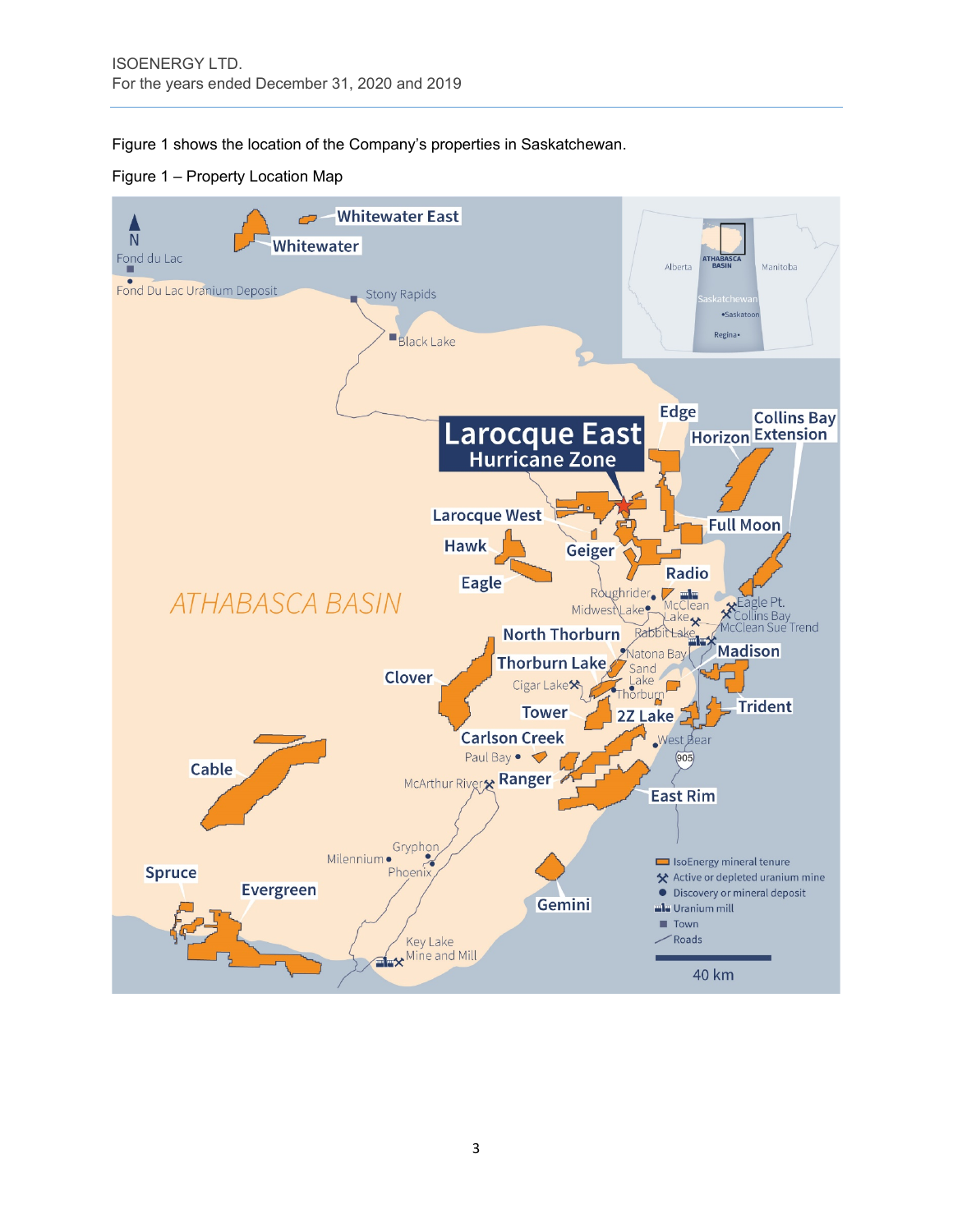Figure 1 shows the location of the Company's properties in Saskatchewan.

Figure 1 – Property Location Map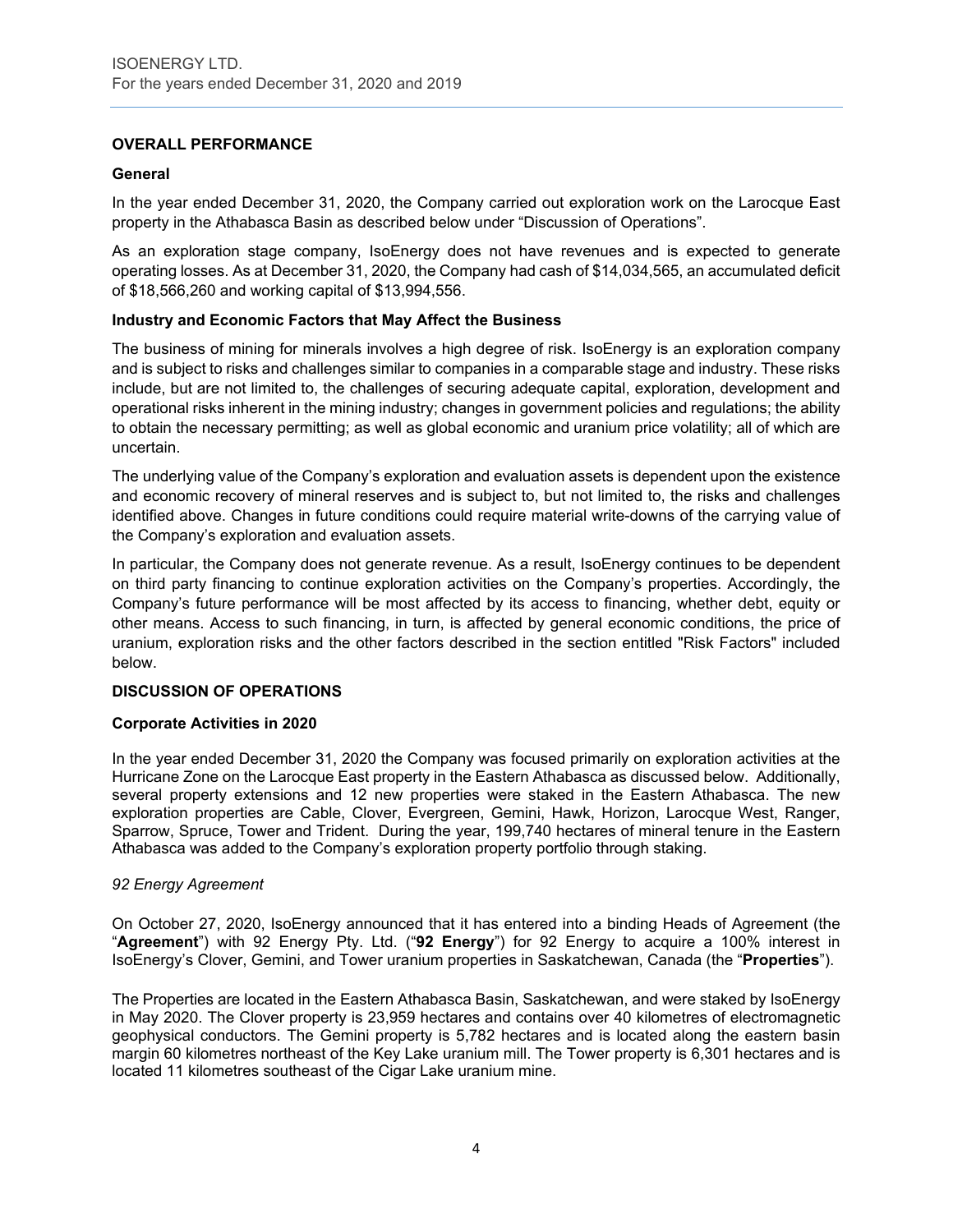## OVERALL PERFORMANCE

### General

In the year ended December 31, 2020, the Company carried out exploration work on the Larocque East property in the Athabasca Basin as described below under "Discussion of Operations".

As an exploration stage company, IsoEnergy does not have revenues and is expected to generate operating losses. As at December 31, 2020, the Company had cash of $14,034,565, an accumulated deficit of $18,566,260 and working capital of $13,994,556.

### Industry and Economic Factors that May Affect the Business

The business of mining for minerals involves a high degree of risk. IsoEnergy is an exploration company and is subject to risks and challenges similar to companies in a comparable stage and industry. These risks include, but are not limited to, the challenges of securing adequate capital, exploration, development and operational risks inherent in the mining industry; changes in government policies and regulations; the ability to obtain the necessary permitting; as well as global economic and uranium price volatility; all of which are uncertain.

The underlying value of the Company's exploration and evaluation assets is dependent upon the existence and economic recovery of mineral reserves and is subject to, but not limited to, the risks and challenges identified above. Changes in future conditions could require material write-downs of the carrying value of the Company's exploration and evaluation assets.

In particular, the Company does not generate revenue. As a result, IsoEnergy continues to be dependent on third party financing to continue exploration activities on the Company's properties. Accordingly, the Company's future performance will be most affected by its access to financing, whether debt, equity or other means. Access to such financing, in turn, is affected by general economic conditions, the price of uranium, exploration risks and the other factors described in the section entitled "Risk Factors" included below.

## DISCUSSION OF OPERATIONS

### Corporate Activities in 2020

In the year ended December 31, 2020 the Company was focused primarily on exploration activities at the Hurricane Zone on the Larocque East property in the Eastern Athabasca as discussed below. Additionally, several property extensions and 12 new properties were staked in the Eastern Athabasca. The new exploration properties are Cable, Clover, Evergreen, Gemini, Hawk, Horizon, Larocque West, Ranger, Sparrow, Spruce, Tower and Trident. During the year, 199,740 hectares of mineral tenure in the Eastern Athabasca was added to the Company's exploration property portfolio through staking.

*92 Energy Agreement*

On October 27, 2020, IsoEnergy announced that it has entered into a binding Heads of Agreement (the "**Agreement**") with 92 Energy Pty. Ltd. ("**92 Energy**") for 92 Energy to acquire a 100% interest in IsoEnergy's Clover, Gemini, and Tower uranium properties in Saskatchewan, Canada (the "**Properties**").

The Properties are located in the Eastern Athabasca Basin, Saskatchewan, and were staked by IsoEnergy in May 2020. The Clover property is 23,959 hectares and contains over 40 kilometres of electromagnetic geophysical conductors. The Gemini property is 5,782 hectares and is located along the eastern basin margin 60 kilometres northeast of the Key Lake uranium mill. The Tower property is 6,301 hectares and is located 11 kilometres southeast of the Cigar Lake uranium mine.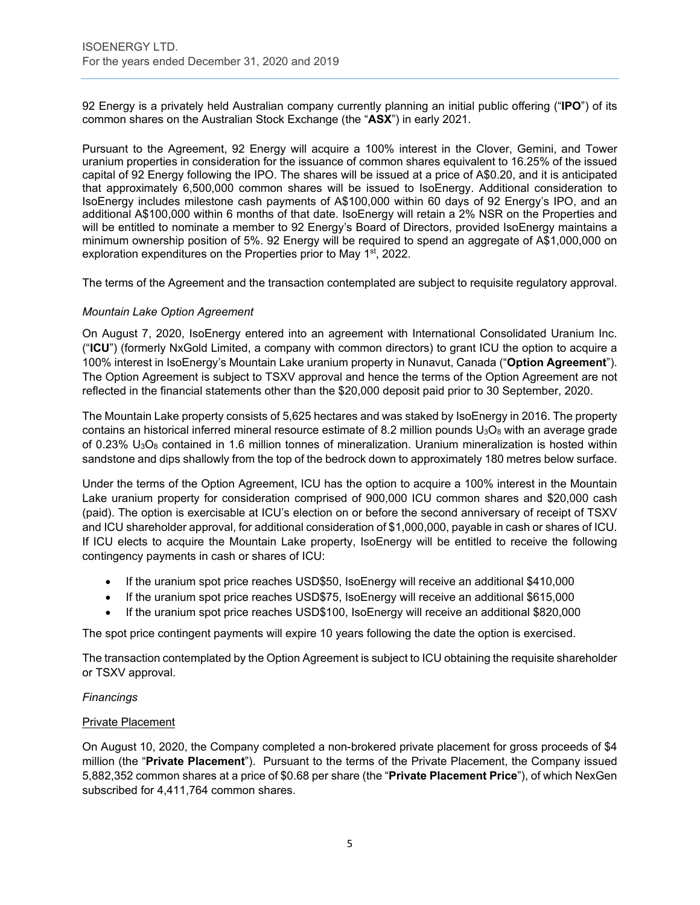92 Energy is a privately held Australian company currently planning an initial public offering ("**IPO**") of its common shares on the Australian Stock Exchange (the "**ASX**") in early 2021.

Pursuant to the Agreement, 92 Energy will acquire a 100% interest in the Clover, Gemini, and Tower uranium properties in consideration for the issuance of common shares equivalent to 16.25% of the issued capital of 92 Energy following the IPO. The shares will be issued at a price of A$0.20, and it is anticipated that approximately 6,500,000 common shares will be issued to IsoEnergy. Additional consideration to IsoEnergy includes milestone cash payments of A$100,000 within 60 days of 92 Energy's IPO, and an additional A$100,000 within 6 months of that date. IsoEnergy will retain a 2% NSR on the Properties and will be entitled to nominate a member to 92 Energy's Board of Directors, provided IsoEnergy maintains a minimum ownership position of 5%. 92 Energy will be required to spend an aggregate of A$1,000,000 on exploration expenditures on the Properties prior to May 1st, 2022.

The terms of the Agreement and the transaction contemplated are subject to requisite regulatory approval.

*Mountain Lake Option Agreement*

On August 7, 2020, IsoEnergy entered into an agreement with International Consolidated Uranium Inc. ("**ICU**") (formerly NxGold Limited, a company with common directors) to grant ICU the option to acquire a 100% interest in IsoEnergy's Mountain Lake uranium property in Nunavut, Canada ("**Option Agreement**"). The Option Agreement is subject to TSXV approval and hence the terms of the Option Agreement are not reflected in the financial statements other than the $20,000 deposit paid prior to 30 September, 2020.

The Mountain Lake property consists of 5,625 hectares and was staked by IsoEnergy in 2016. The property contains an historical inferred mineral resource estimate of 8.2 million pounds $U_3O_8$ with an average grade of 0.23% $U_3O_8$ contained in 1.6 million tonnes of mineralization. Uranium mineralization is hosted within sandstone and dips shallowly from the top of the bedrock down to approximately 180 metres below surface.

Under the terms of the Option Agreement, ICU has the option to acquire a 100% interest in the Mountain Lake uranium property for consideration comprised of 900,000 ICU common shares and $20,000 cash (paid). The option is exercisable at ICU's election on or before the second anniversary of receipt of TSXV and ICU shareholder approval, for additional consideration of $1,000,000, payable in cash or shares of ICU. If ICU elects to acquire the Mountain Lake property, IsoEnergy will be entitled to receive the following contingency payments in cash or shares of ICU:

- If the uranium spot price reaches USD$50, IsoEnergy will receive an additional $410,000
- If the uranium spot price reaches USD$75, IsoEnergy will receive an additional $615,000
- If the uranium spot price reaches USD$100, IsoEnergy will receive an additional $820,000

The spot price contingent payments will expire 10 years following the date the option is exercised.

The transaction contemplated by the Option Agreement is subject to ICU obtaining the requisite shareholder or TSXV approval.

*Financings*

Private Placement

On August 10, 2020, the Company completed a non-brokered private placement for gross proceeds of $4 million (the "**Private Placement**"). Pursuant to the terms of the Private Placement, the Company issued 5,882,352 common shares at a price of $0.68 per share (the "**Private Placement Price**"), of which NexGen subscribed for 4,411,764 common shares.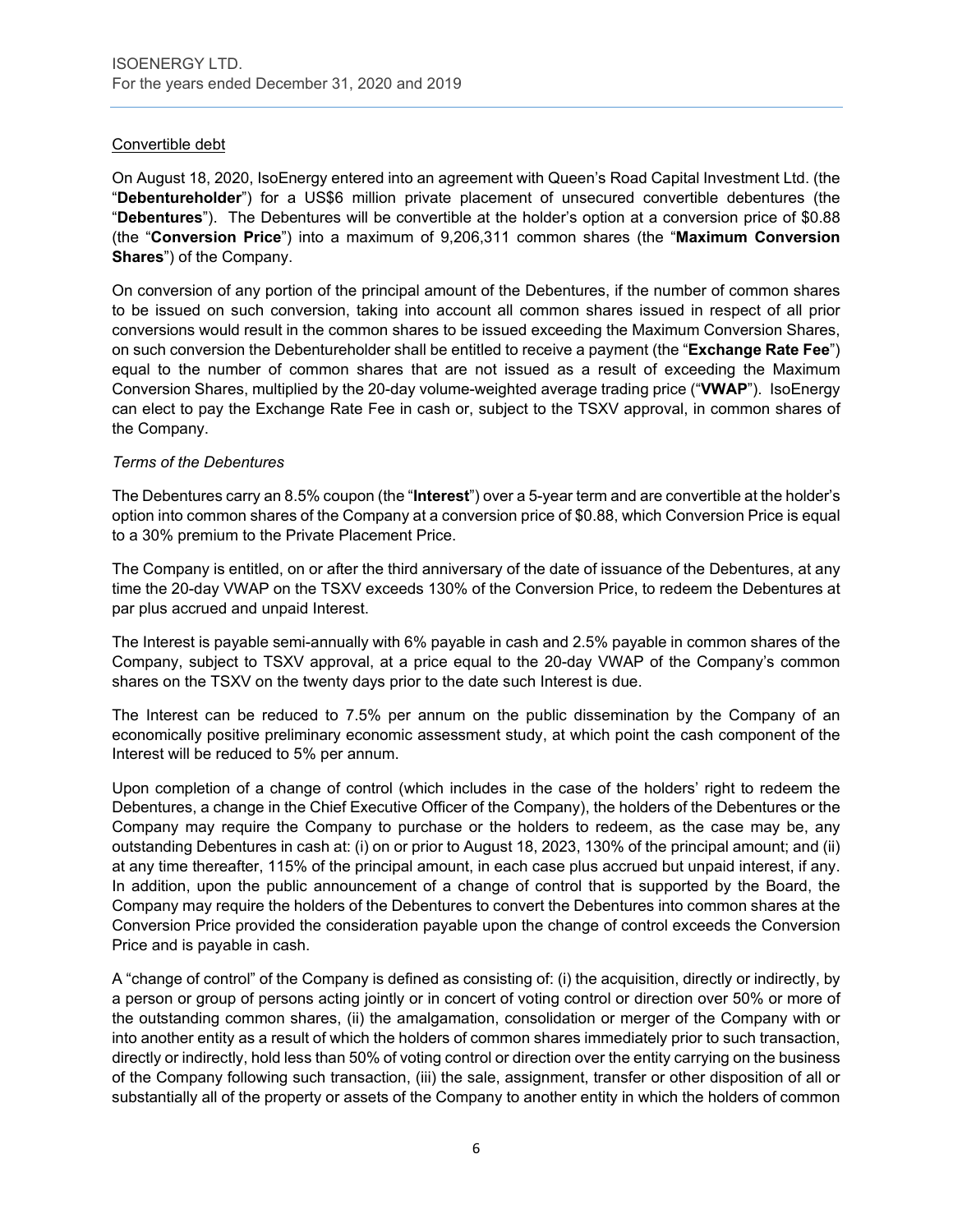Convertible debt

On August 18, 2020, IsoEnergy entered into an agreement with Queen's Road Capital Investment Ltd. (the "**Debentureholder**") for a US$6 million private placement of unsecured convertible debentures (the "**Debentures**"). The Debentures will be convertible at the holder's option at a conversion price of $0.88 (the "**Conversion Price**") into a maximum of 9,206,311 common shares (the "**Maximum Conversion Shares**") of the Company.

On conversion of any portion of the principal amount of the Debentures, if the number of common shares to be issued on such conversion, taking into account all common shares issued in respect of all prior conversions would result in the common shares to be issued exceeding the Maximum Conversion Shares, on such conversion the Debentureholder shall be entitled to receive a payment (the "**Exchange Rate Fee**") equal to the number of common shares that are not issued as a result of exceeding the Maximum Conversion Shares, multiplied by the 20-day volume-weighted average trading price ("**VWAP**"). IsoEnergy can elect to pay the Exchange Rate Fee in cash or, subject to the TSXV approval, in common shares of the Company.

*Terms of the Debentures*

The Debentures carry an 8.5% coupon (the "**Interest**") over a 5-year term and are convertible at the holder's option into common shares of the Company at a conversion price of $0.88, which Conversion Price is equal to a 30% premium to the Private Placement Price.

The Company is entitled, on or after the third anniversary of the date of issuance of the Debentures, at any time the 20-day VWAP on the TSXV exceeds 130% of the Conversion Price, to redeem the Debentures at par plus accrued and unpaid Interest.

The Interest is payable semi-annually with 6% payable in cash and 2.5% payable in common shares of the Company, subject to TSXV approval, at a price equal to the 20-day VWAP of the Company's common shares on the TSXV on the twenty days prior to the date such Interest is due.

The Interest can be reduced to 7.5% per annum on the public dissemination by the Company of an economically positive preliminary economic assessment study, at which point the cash component of the Interest will be reduced to 5% per annum.

Upon completion of a change of control (which includes in the case of the holders' right to redeem the Debentures, a change in the Chief Executive Officer of the Company), the holders of the Debentures or the Company may require the Company to purchase or the holders to redeem, as the case may be, any outstanding Debentures in cash at: (i) on or prior to August 18, 2023, 130% of the principal amount; and (ii) at any time thereafter, 115% of the principal amount, in each case plus accrued but unpaid interest, if any. In addition, upon the public announcement of a change of control that is supported by the Board, the Company may require the holders of the Debentures to convert the Debentures into common shares at the Conversion Price provided the consideration payable upon the change of control exceeds the Conversion Price and is payable in cash.

A "change of control" of the Company is defined as consisting of: (i) the acquisition, directly or indirectly, by a person or group of persons acting jointly or in concert of voting control or direction over 50% or more of the outstanding common shares, (ii) the amalgamation, consolidation or merger of the Company with or into another entity as a result of which the holders of common shares immediately prior to such transaction, directly or indirectly, hold less than 50% of voting control or direction over the entity carrying on the business of the Company following such transaction, (iii) the sale, assignment, transfer or other disposition of all or substantially all of the property or assets of the Company to another entity in which the holders of common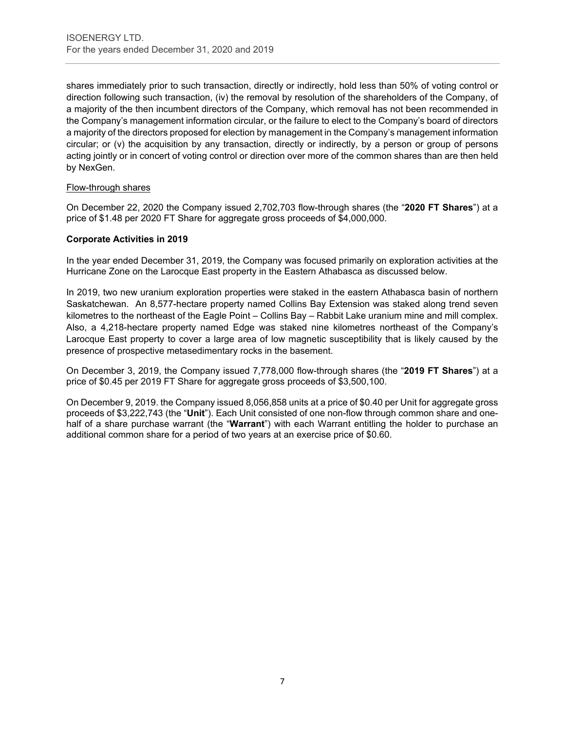shares immediately prior to such transaction, directly or indirectly, hold less than 50% of voting control or direction following such transaction, (iv) the removal by resolution of the shareholders of the Company, of a majority of the then incumbent directors of the Company, which removal has not been recommended in the Company's management information circular, or the failure to elect to the Company's board of directors a majority of the directors proposed for election by management in the Company's management information circular; or (v) the acquisition by any transaction, directly or indirectly, by a person or group of persons acting jointly or in concert of voting control or direction over more of the common shares than are then held by NexGen.

Flow-through shares

On December 22, 2020 the Company issued 2,702,703 flow-through shares (the "**2020 FT Shares**") at a price of $1.48 per 2020 FT Share for aggregate gross proceeds of $4,000,000.

**Corporate Activities in 2019**

In the year ended December 31, 2019, the Company was focused primarily on exploration activities at the Hurricane Zone on the Larocque East property in the Eastern Athabasca as discussed below.

In 2019, two new uranium exploration properties were staked in the eastern Athabasca basin of northern Saskatchewan. An 8,577-hectare property named Collins Bay Extension was staked along trend seven kilometres to the northeast of the Eagle Point – Collins Bay – Rabbit Lake uranium mine and mill complex. Also, a 4,218-hectare property named Edge was staked nine kilometres northeast of the Company's Larocque East property to cover a large area of low magnetic susceptibility that is likely caused by the presence of prospective metasedimentary rocks in the basement.

On December 3, 2019, the Company issued 7,778,000 flow-through shares (the "**2019 FT Shares**") at a price of $0.45 per 2019 FT Share for aggregate gross proceeds of $3,500,100.

On December 9, 2019. the Company issued 8,056,858 units at a price of $0.40 per Unit for aggregate gross proceeds of $3,222,743 (the "**Unit**"). Each Unit consisted of one non-flow through common share and one-half of a share purchase warrant (the "**Warrant**") with each Warrant entitling the holder to purchase an additional common share for a period of two years at an exercise price of $0.60.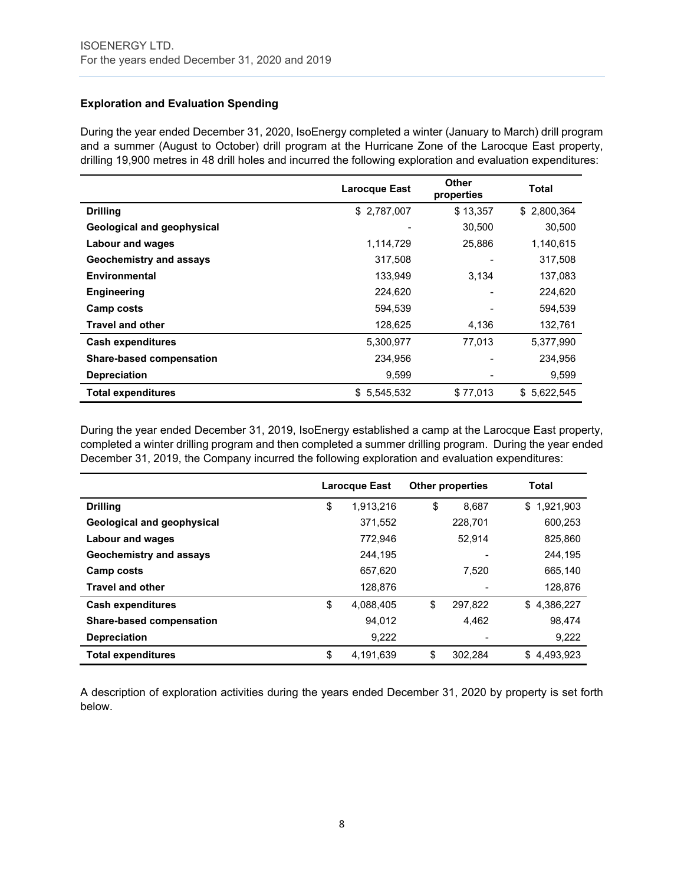### Exploration and Evaluation Spending

During the year ended December 31, 2020, IsoEnergy completed a winter (January to March) drill program and a summer (August to October) drill program at the Hurricane Zone of the Larocque East property, drilling 19,900 metres in 48 drill holes and incurred the following exploration and evaluation expenditures:

| | Larocque East | Other properties | Total |
|---|---|---|---|
| **Drilling** | $ 2,787,007 | $ 13,357 | $ 2,800,364 |
| **Geological and geophysical** | - | 30,500 | 30,500 |
| **Labour and wages** | 1,114,729 | 25,886 | 1,140,615 |
| **Geochemistry and assays** | 317,508 | - | 317,508 |
| **Environmental** | 133,949 | 3,134 | 137,083 |
| **Engineering** | 224,620 | - | 224,620 |
| **Camp costs** | 594,539 | - | 594,539 |
| **Travel and other** | 128,625 | 4,136 | 132,761 |
| **Cash expenditures** | 5,300,977 | 77,013 | 5,377,990 |
| **Share-based compensation** | 234,956 | - | 234,956 |
| **Depreciation** | 9,599 | - | 9,599 |
| **Total expenditures** | $ 5,545,532 | $ 77,013 | $ 5,622,545 |

During the year ended December 31, 2019, IsoEnergy established a camp at the Larocque East property, completed a winter drilling program and then completed a summer drilling program. During the year ended December 31, 2019, the Company incurred the following exploration and evaluation expenditures:

| | Larocque East | Other properties | Total |
|---|---|---|---|
| **Drilling** | $ 1,913,216 | $ 8,687 | $ 1,921,903 |
| **Geological and geophysical** | 371,552 | 228,701 | 600,253 |
| **Labour and wages** | 772,946 | 52,914 | 825,860 |
| **Geochemistry and assays** | 244,195 | - | 244,195 |
| **Camp costs** | 657,620 | 7,520 | 665,140 |
| **Travel and other** | 128,876 | - | 128,876 |
| **Cash expenditures** | $ 4,088,405 | $ 297,822 | $ 4,386,227 |
| **Share-based compensation** | 94,012 | 4,462 | 98,474 |
| **Depreciation** | 9,222 | - | 9,222 |
| **Total expenditures** | $ 4,191,639 | $ 302,284 | $ 4,493,923 |

A description of exploration activities during the years ended December 31, 2020 by property is set forth below.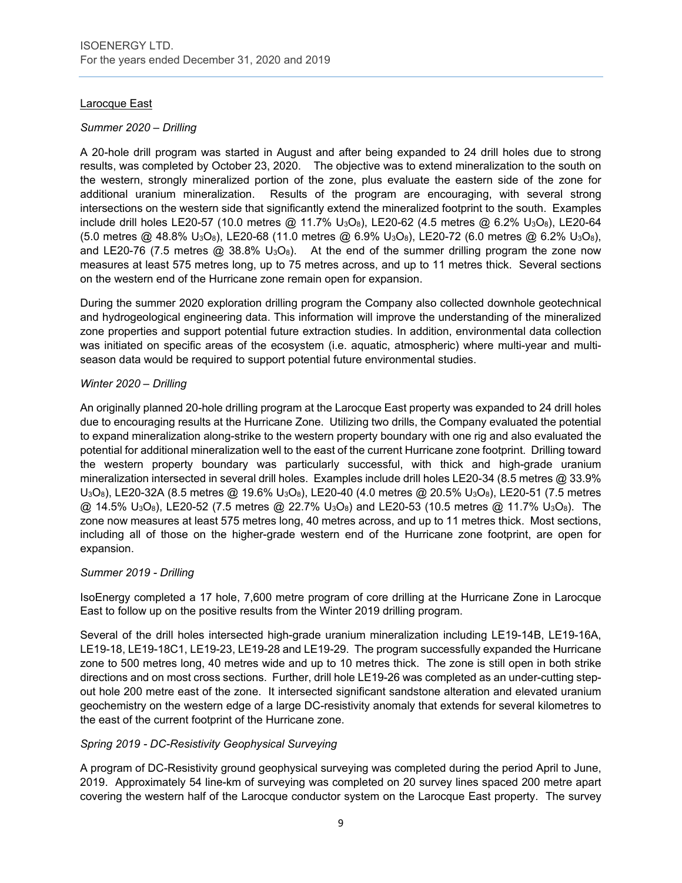## Larocque East

### *Summer 2020 – Drilling*

A 20-hole drill program was started in August and after being expanded to 24 drill holes due to strong results, was completed by October 23, 2020. The objective was to extend mineralization to the south on the western, strongly mineralized portion of the zone, plus evaluate the eastern side of the zone for additional uranium mineralization. Results of the program are encouraging, with several strong intersections on the western side that significantly extend the mineralized footprint to the south. Examples include drill holes LE20-57 (10.0 metres @ 11.7% $U_3O_8$), LE20-62 (4.5 metres @ 6.2% $U_3O_8$), LE20-64 (5.0 metres @ 48.8% $U_3O_8$), LE20-68 (11.0 metres @ 6.9% $U_3O_8$), LE20-72 (6.0 metres @ 6.2% $U_3O_8$), and LE20-76 (7.5 metres @ 38.8% $U_3O_8$). At the end of the summer drilling program the zone now measures at least 575 metres long, up to 75 metres across, and up to 11 metres thick. Several sections on the western end of the Hurricane zone remain open for expansion.

During the summer 2020 exploration drilling program the Company also collected downhole geotechnical and hydrogeological engineering data. This information will improve the understanding of the mineralized zone properties and support potential future extraction studies. In addition, environmental data collection was initiated on specific areas of the ecosystem (i.e. aquatic, atmospheric) where multi-year and multi-season data would be required to support potential future environmental studies.

### *Winter 2020 – Drilling*

An originally planned 20-hole drilling program at the Larocque East property was expanded to 24 drill holes due to encouraging results at the Hurricane Zone. Utilizing two drills, the Company evaluated the potential to expand mineralization along-strike to the western property boundary with one rig and also evaluated the potential for additional mineralization well to the east of the current Hurricane zone footprint. Drilling toward the western property boundary was particularly successful, with thick and high-grade uranium mineralization intersected in several drill holes. Examples include drill holes LE20-34 (8.5 metres @ 33.9% $U_3O_8$), LE20-32A (8.5 metres @ 19.6% $U_3O_8$), LE20-40 (4.0 metres @ 20.5% $U_3O_8$), LE20-51 (7.5 metres @ 14.5% $U_3O_8$), LE20-52 (7.5 metres @ 22.7% $U_3O_8$) and LE20-53 (10.5 metres @ 11.7% $U_3O_8$). The zone now measures at least 575 metres long, 40 metres across, and up to 11 metres thick. Most sections, including all of those on the higher-grade western end of the Hurricane zone footprint, are open for expansion.

### *Summer 2019 - Drilling*

IsoEnergy completed a 17 hole, 7,600 metre program of core drilling at the Hurricane Zone in Larocque East to follow up on the positive results from the Winter 2019 drilling program.

Several of the drill holes intersected high-grade uranium mineralization including LE19-14B, LE19-16A, LE19-18, LE19-18C1, LE19-23, LE19-28 and LE19-29. The program successfully expanded the Hurricane zone to 500 metres long, 40 metres wide and up to 10 metres thick. The zone is still open in both strike directions and on most cross sections. Further, drill hole LE19-26 was completed as an under-cutting step-out hole 200 metre east of the zone. It intersected significant sandstone alteration and elevated uranium geochemistry on the western edge of a large DC-resistivity anomaly that extends for several kilometres to the east of the current footprint of the Hurricane zone.

### *Spring 2019 - DC-Resistivity Geophysical Surveying*

A program of DC-Resistivity ground geophysical surveying was completed during the period April to June, 2019. Approximately 54 line-km of surveying was completed on 20 survey lines spaced 200 metre apart covering the western half of the Larocque conductor system on the Larocque East property. The survey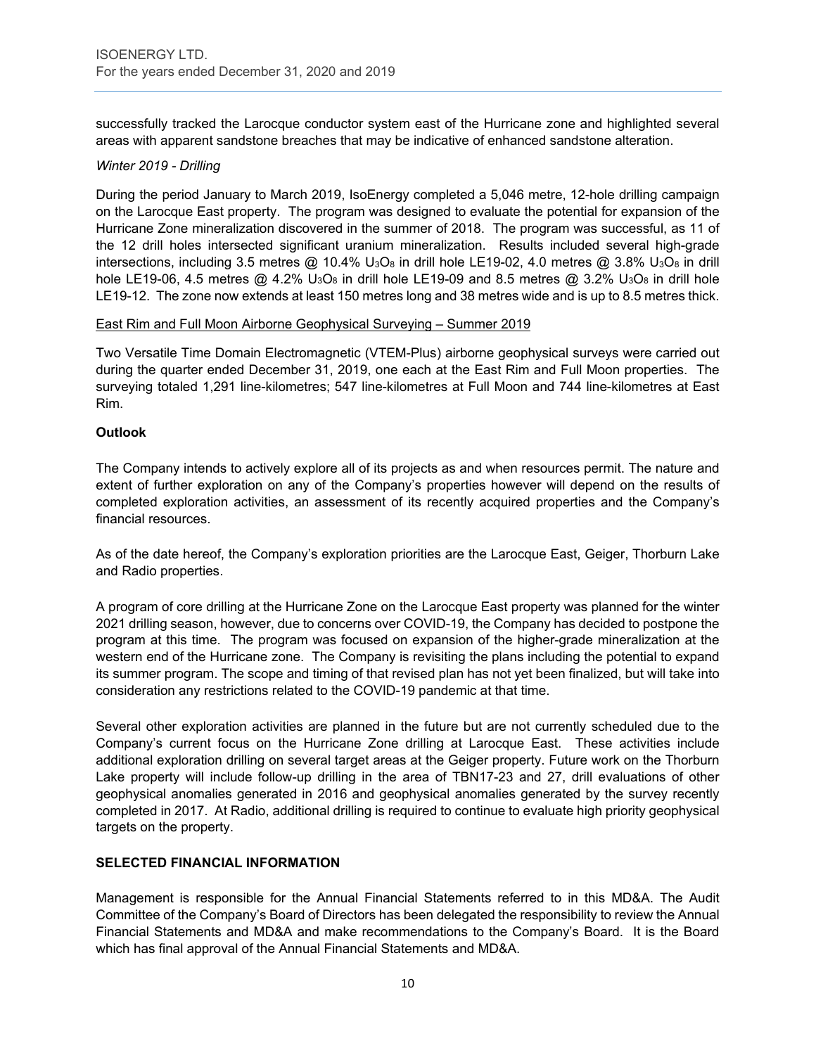successfully tracked the Larocque conductor system east of the Hurricane zone and highlighted several areas with apparent sandstone breaches that may be indicative of enhanced sandstone alteration.

*Winter 2019 - Drilling*

During the period January to March 2019, IsoEnergy completed a 5,046 metre, 12-hole drilling campaign on the Larocque East property. The program was designed to evaluate the potential for expansion of the Hurricane Zone mineralization discovered in the summer of 2018. The program was successful, as 11 of the 12 drill holes intersected significant uranium mineralization. Results included several high-grade intersections, including 3.5 metres @ 10.4% $U_3O_8$ in drill hole LE19-02, 4.0 metres @ 3.8% $U_3O_8$ in drill hole LE19-06, 4.5 metres @ 4.2% $U_3O_8$ in drill hole LE19-09 and 8.5 metres @ 3.2% $U_3O_8$ in drill hole LE19-12. The zone now extends at least 150 metres long and 38 metres wide and is up to 8.5 metres thick.

East Rim and Full Moon Airborne Geophysical Surveying – Summer 2019

Two Versatile Time Domain Electromagnetic (VTEM-Plus) airborne geophysical surveys were carried out during the quarter ended December 31, 2019, one each at the East Rim and Full Moon properties. The surveying totaled 1,291 line-kilometres; 547 line-kilometres at Full Moon and 744 line-kilometres at East Rim.

**Outlook**

The Company intends to actively explore all of its projects as and when resources permit. The nature and extent of further exploration on any of the Company's properties however will depend on the results of completed exploration activities, an assessment of its recently acquired properties and the Company's financial resources.

As of the date hereof, the Company's exploration priorities are the Larocque East, Geiger, Thorburn Lake and Radio properties.

A program of core drilling at the Hurricane Zone on the Larocque East property was planned for the winter 2021 drilling season, however, due to concerns over COVID-19, the Company has decided to postpone the program at this time. The program was focused on expansion of the higher-grade mineralization at the western end of the Hurricane zone. The Company is revisiting the plans including the potential to expand its summer program. The scope and timing of that revised plan has not yet been finalized, but will take into consideration any restrictions related to the COVID-19 pandemic at that time.

Several other exploration activities are planned in the future but are not currently scheduled due to the Company's current focus on the Hurricane Zone drilling at Larocque East. These activities include additional exploration drilling on several target areas at the Geiger property. Future work on the Thorburn Lake property will include follow-up drilling in the area of TBN17-23 and 27, drill evaluations of other geophysical anomalies generated in 2016 and geophysical anomalies generated by the survey recently completed in 2017. At Radio, additional drilling is required to continue to evaluate high priority geophysical targets on the property.

## SELECTED FINANCIAL INFORMATION

Management is responsible for the Annual Financial Statements referred to in this MD&A. The Audit Committee of the Company's Board of Directors has been delegated the responsibility to review the Annual Financial Statements and MD&A and make recommendations to the Company's Board. It is the Board which has final approval of the Annual Financial Statements and MD&A.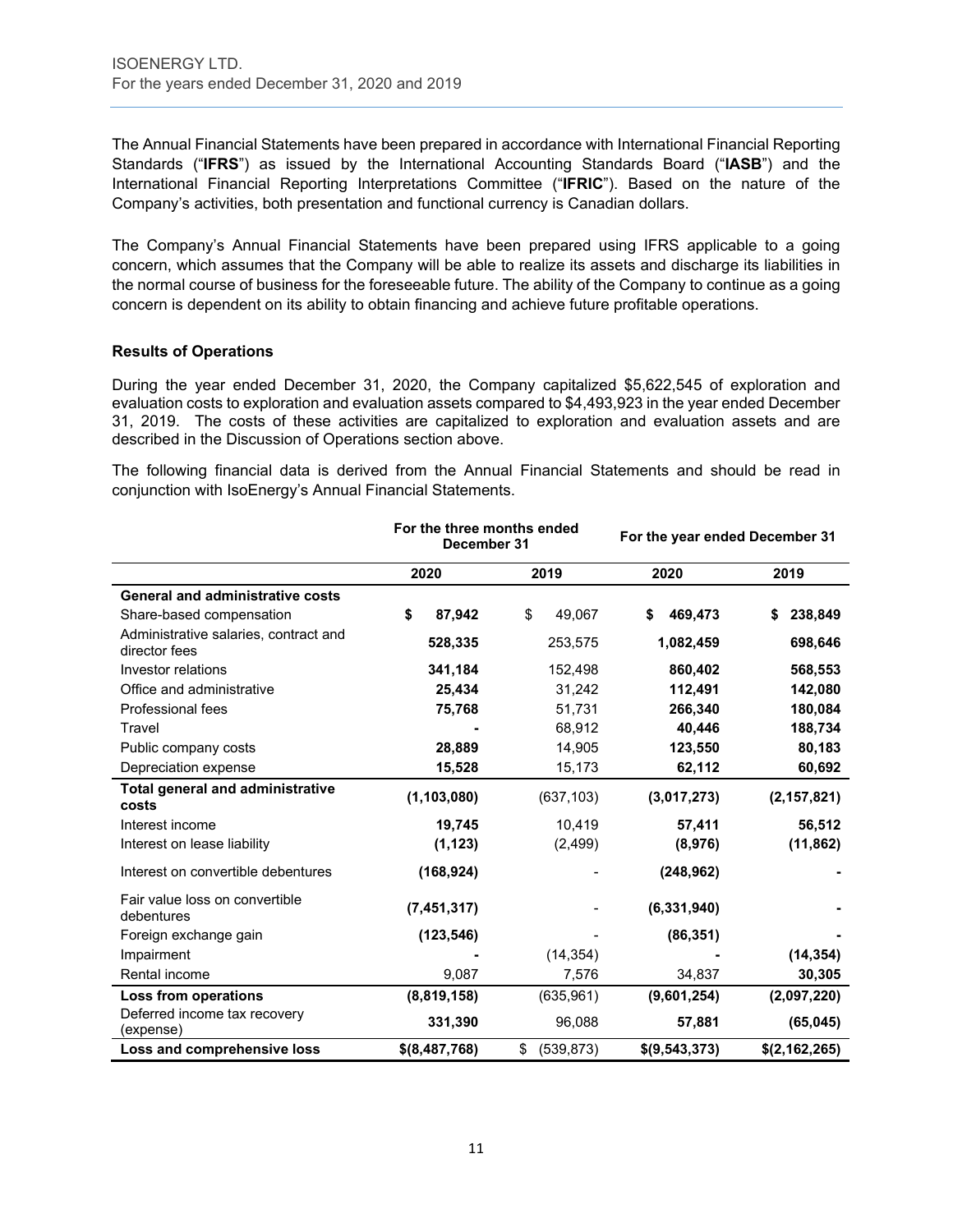The Annual Financial Statements have been prepared in accordance with International Financial Reporting Standards ("**IFRS**") as issued by the International Accounting Standards Board ("**IASB**") and the International Financial Reporting Interpretations Committee ("**IFRIC**"). Based on the nature of the Company's activities, both presentation and functional currency is Canadian dollars.

The Company's Annual Financial Statements have been prepared using IFRS applicable to a going concern, which assumes that the Company will be able to realize its assets and discharge its liabilities in the normal course of business for the foreseeable future. The ability of the Company to continue as a going concern is dependent on its ability to obtain financing and achieve future profitable operations.

**Results of Operations**

During the year ended December 31, 2020, the Company capitalized $5,622,545 of exploration and evaluation costs to exploration and evaluation assets compared to $4,493,923 in the year ended December 31, 2019. The costs of these activities are capitalized to exploration and evaluation assets and are described in the Discussion of Operations section above.

The following financial data is derived from the Annual Financial Statements and should be read in conjunction with IsoEnergy's Annual Financial Statements.

| | **For the three months ended December 31** | | **For the year ended December 31** | |
|---|---|---|---|---|
| | **2020** | **2019** | **2020** | **2019** |
| **General and administrative costs** | | | | |
| Share-based compensation | **$ 87,942** | $ 49,067 | **$ 469,473** | **$ 238,849** |
| Administrative salaries, contract and director fees | **528,335** | 253,575 | **1,082,459** | **698,646** |
| Investor relations | **341,184** | 152,498 | **860,402** | **568,553** |
| Office and administrative | **25,434** | 31,242 | **112,491** | **142,080** |
| Professional fees | **75,768** | 51,731 | **266,340** | **180,084** |
| Travel | **-** | 68,912 | **40,446** | **188,734** |
| Public company costs | **28,889** | 14,905 | **123,550** | **80,183** |
| Depreciation expense | **15,528** | 15,173 | **62,112** | **60,692** |
| **Total general and administrative costs** | **(1,103,080)** | (637,103) | **(3,017,273)** | **(2,157,821)** |
| Interest income | **19,745** | 10,419 | **57,411** | **56,512** |
| Interest on lease liability | **(1,123)** | (2,499) | **(8,976)** | **(11,862)** |
| Interest on convertible debentures | **(168,924)** | - | **(248,962)** | **-** |
| Fair value loss on convertible debentures | **(7,451,317)** | - | **(6,331,940)** | **-** |
| Foreign exchange gain | **(123,546)** | - | **(86,351)** | **-** |
| Impairment | **-** | (14,354) | **-** | **(14,354)** |
| Rental income | 9,087 | 7,576 | 34,837 | **30,305** |
| **Loss from operations** | **(8,819,158)** | (635,961) | **(9,601,254)** | **(2,097,220)** |
| Deferred income tax recovery (expense) | **331,390** | 96,088 | **57,881** | **(65,045)** |
| **Loss and comprehensive loss** | **$(8,487,768)** | $ (539,873) | **$(9,543,373)** | **$(2,162,265)** |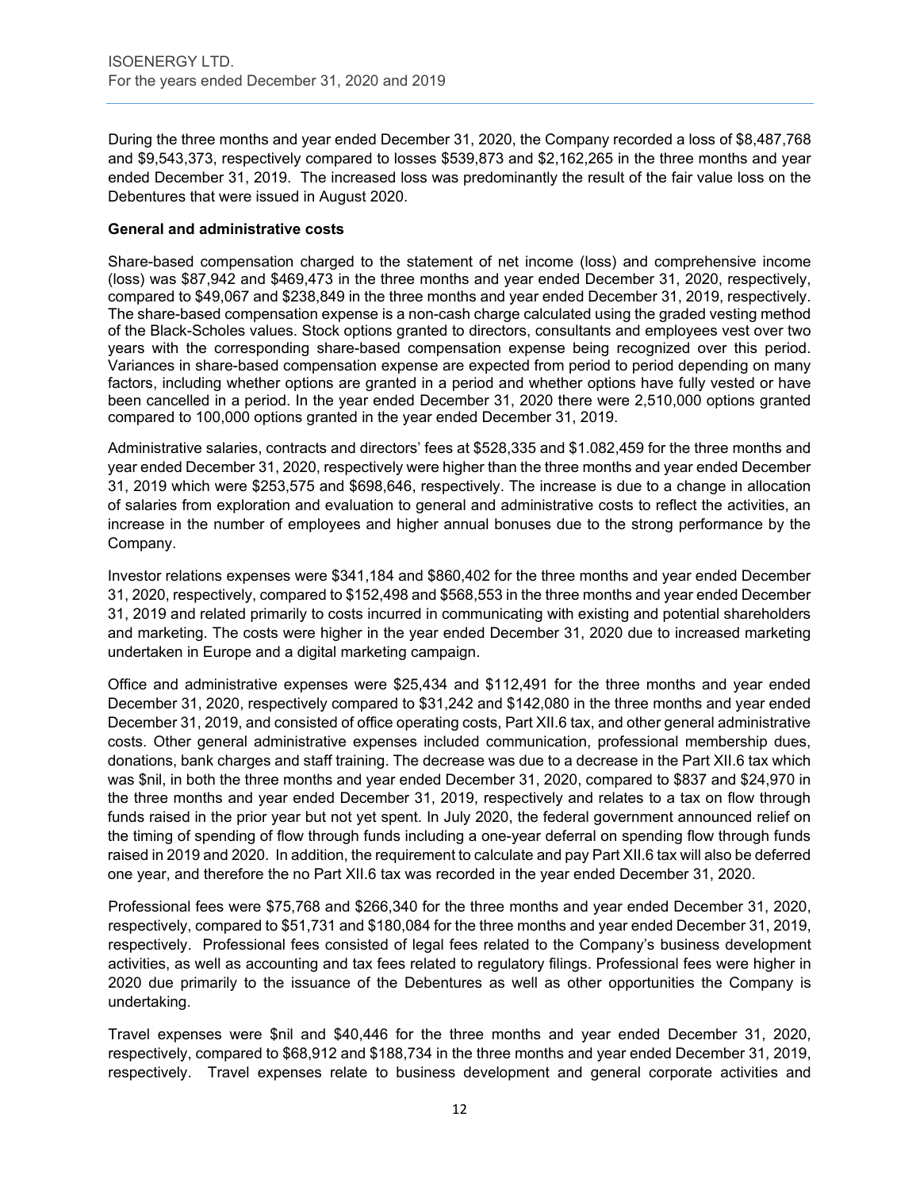During the three months and year ended December 31, 2020, the Company recorded a loss of \$8,487,768 and \$9,543,373, respectively compared to losses \$539,873 and \$2,162,265 in the three months and year ended December 31, 2019. The increased loss was predominantly the result of the fair value loss on the Debentures that were issued in August 2020.

**General and administrative costs**

Share-based compensation charged to the statement of net income (loss) and comprehensive income (loss) was \$87,942 and \$469,473 in the three months and year ended December 31, 2020, respectively, compared to \$49,067 and \$238,849 in the three months and year ended December 31, 2019, respectively. The share-based compensation expense is a non-cash charge calculated using the graded vesting method of the Black-Scholes values. Stock options granted to directors, consultants and employees vest over two years with the corresponding share-based compensation expense being recognized over this period. Variances in share-based compensation expense are expected from period to period depending on many factors, including whether options are granted in a period and whether options have fully vested or have been cancelled in a period. In the year ended December 31, 2020 there were 2,510,000 options granted compared to 100,000 options granted in the year ended December 31, 2019.

Administrative salaries, contracts and directors' fees at \$528,335 and \$1.082,459 for the three months and year ended December 31, 2020, respectively were higher than the three months and year ended December 31, 2019 which were \$253,575 and \$698,646, respectively. The increase is due to a change in allocation of salaries from exploration and evaluation to general and administrative costs to reflect the activities, an increase in the number of employees and higher annual bonuses due to the strong performance by the Company.

Investor relations expenses were \$341,184 and \$860,402 for the three months and year ended December 31, 2020, respectively, compared to \$152,498 and \$568,553 in the three months and year ended December 31, 2019 and related primarily to costs incurred in communicating with existing and potential shareholders and marketing. The costs were higher in the year ended December 31, 2020 due to increased marketing undertaken in Europe and a digital marketing campaign.

Office and administrative expenses were \$25,434 and \$112,491 for the three months and year ended December 31, 2020, respectively compared to \$31,242 and \$142,080 in the three months and year ended December 31, 2019, and consisted of office operating costs, Part XII.6 tax, and other general administrative costs. Other general administrative expenses included communication, professional membership dues, donations, bank charges and staff training. The decrease was due to a decrease in the Part XII.6 tax which was \$nil, in both the three months and year ended December 31, 2020, compared to \$837 and \$24,970 in the three months and year ended December 31, 2019, respectively and relates to a tax on flow through funds raised in the prior year but not yet spent. In July 2020, the federal government announced relief on the timing of spending of flow through funds including a one-year deferral on spending flow through funds raised in 2019 and 2020. In addition, the requirement to calculate and pay Part XII.6 tax will also be deferred one year, and therefore the no Part XII.6 tax was recorded in the year ended December 31, 2020.

Professional fees were \$75,768 and \$266,340 for the three months and year ended December 31, 2020, respectively, compared to \$51,731 and \$180,084 for the three months and year ended December 31, 2019, respectively. Professional fees consisted of legal fees related to the Company's business development activities, as well as accounting and tax fees related to regulatory filings. Professional fees were higher in 2020 due primarily to the issuance of the Debentures as well as other opportunities the Company is undertaking.

Travel expenses were \$nil and \$40,446 for the three months and year ended December 31, 2020, respectively, compared to \$68,912 and \$188,734 in the three months and year ended December 31, 2019, respectively. Travel expenses relate to business development and general corporate activities and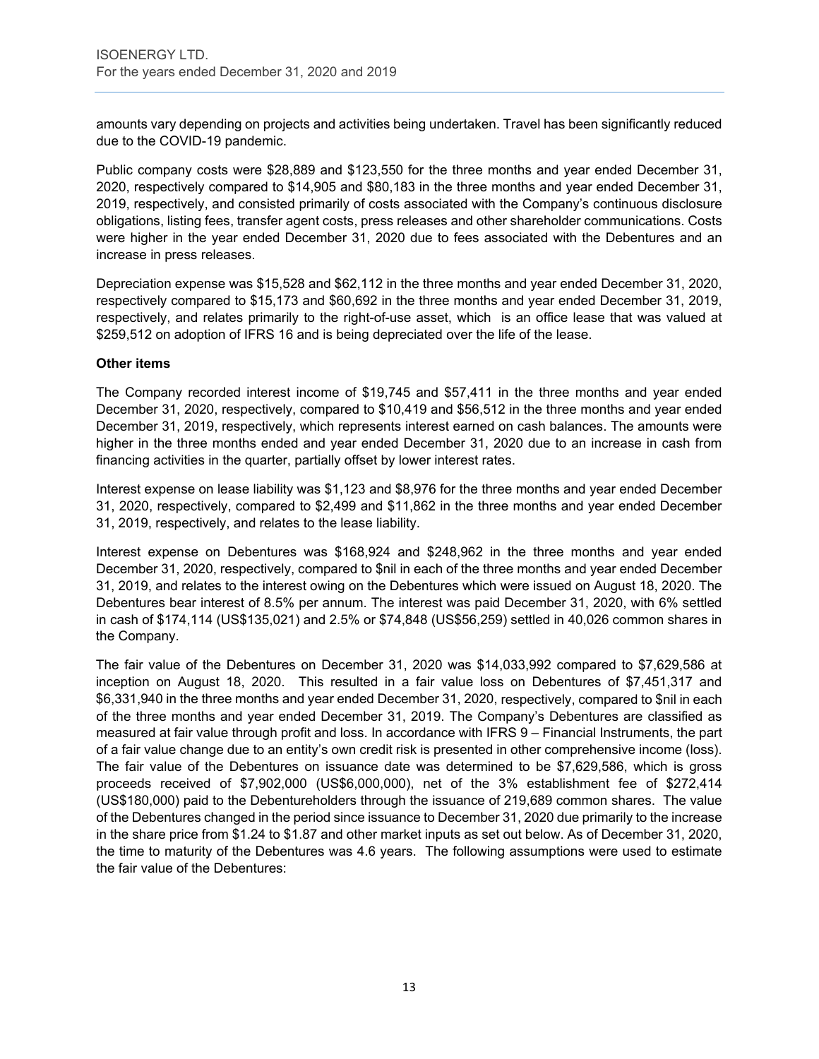amounts vary depending on projects and activities being undertaken. Travel has been significantly reduced due to the COVID-19 pandemic.

Public company costs were $28,889 and $123,550 for the three months and year ended December 31, 2020, respectively compared to $14,905 and $80,183 in the three months and year ended December 31, 2019, respectively, and consisted primarily of costs associated with the Company's continuous disclosure obligations, listing fees, transfer agent costs, press releases and other shareholder communications. Costs were higher in the year ended December 31, 2020 due to fees associated with the Debentures and an increase in press releases.

Depreciation expense was $15,528 and $62,112 in the three months and year ended December 31, 2020, respectively compared to $15,173 and $60,692 in the three months and year ended December 31, 2019, respectively, and relates primarily to the right-of-use asset, which is an office lease that was valued at $259,512 on adoption of IFRS 16 and is being depreciated over the life of the lease.

**Other items**

The Company recorded interest income of $19,745 and $57,411 in the three months and year ended December 31, 2020, respectively, compared to $10,419 and $56,512 in the three months and year ended December 31, 2019, respectively, which represents interest earned on cash balances. The amounts were higher in the three months ended and year ended December 31, 2020 due to an increase in cash from financing activities in the quarter, partially offset by lower interest rates.

Interest expense on lease liability was $1,123 and $8,976 for the three months and year ended December 31, 2020, respectively, compared to $2,499 and $11,862 in the three months and year ended December 31, 2019, respectively, and relates to the lease liability.

Interest expense on Debentures was $168,924 and $248,962 in the three months and year ended December 31, 2020, respectively, compared to $nil in each of the three months and year ended December 31, 2019, and relates to the interest owing on the Debentures which were issued on August 18, 2020. The Debentures bear interest of 8.5% per annum. The interest was paid December 31, 2020, with 6% settled in cash of $174,114 (US$135,021) and 2.5% or $74,848 (US$56,259) settled in 40,026 common shares in the Company.

The fair value of the Debentures on December 31, 2020 was $14,033,992 compared to $7,629,586 at inception on August 18, 2020. This resulted in a fair value loss on Debentures of $7,451,317 and $6,331,940 in the three months and year ended December 31, 2020, respectively, compared to $nil in each of the three months and year ended December 31, 2019. The Company's Debentures are classified as measured at fair value through profit and loss. In accordance with IFRS 9 – Financial Instruments, the part of a fair value change due to an entity's own credit risk is presented in other comprehensive income (loss). The fair value of the Debentures on issuance date was determined to be $7,629,586, which is gross proceeds received of $7,902,000 (US$6,000,000), net of the 3% establishment fee of $272,414 (US$180,000) paid to the Debentureholders through the issuance of 219,689 common shares. The value of the Debentures changed in the period since issuance to December 31, 2020 due primarily to the increase in the share price from $1.24 to $1.87 and other market inputs as set out below. As of December 31, 2020, the time to maturity of the Debentures was 4.6 years. The following assumptions were used to estimate the fair value of the Debentures: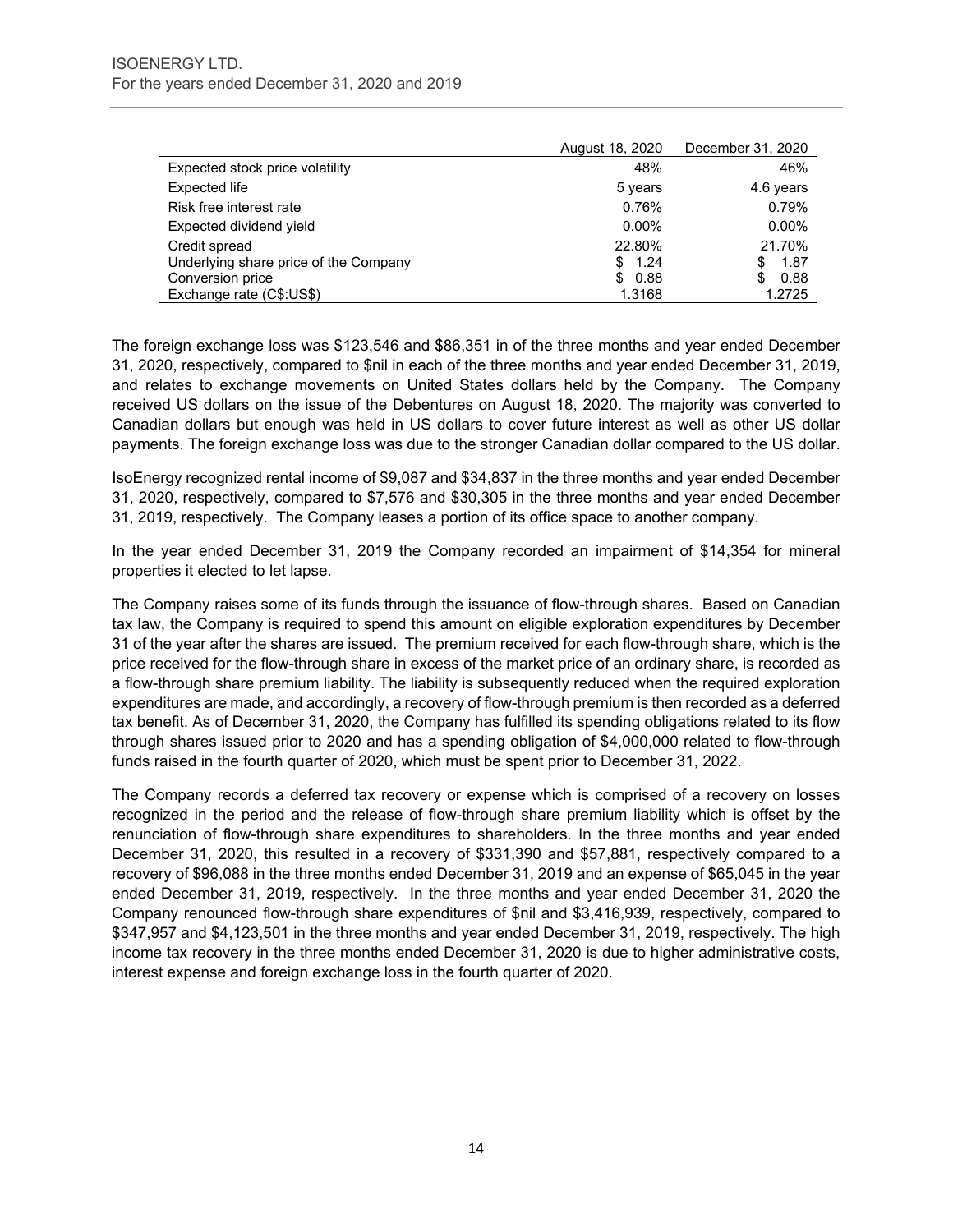| | August 18, 2020 | December 31, 2020 |
|---|---|---|
| Expected stock price volatility | 48% | 46% |
| Expected life | 5 years | 4.6 years |
| Risk free interest rate | 0.76% | 0.79% |
| Expected dividend yield | 0.00% | 0.00% |
| Credit spread | 22.80% | 21.70% |
| Underlying share price of the Company | $ 1.24 | $ 1.87 |
| Conversion price | $ 0.88 | $ 0.88 |
| Exchange rate (C$:US$) | 1.3168 | 1.2725 |

The foreign exchange loss was $123,546 and $86,351 in of the three months and year ended December 31, 2020, respectively, compared to $nil in each of the three months and year ended December 31, 2019, and relates to exchange movements on United States dollars held by the Company. The Company received US dollars on the issue of the Debentures on August 18, 2020. The majority was converted to Canadian dollars but enough was held in US dollars to cover future interest as well as other US dollar payments. The foreign exchange loss was due to the stronger Canadian dollar compared to the US dollar.

IsoEnergy recognized rental income of $9,087 and $34,837 in the three months and year ended December 31, 2020, respectively, compared to $7,576 and $30,305 in the three months and year ended December 31, 2019, respectively. The Company leases a portion of its office space to another company.

In the year ended December 31, 2019 the Company recorded an impairment of $14,354 for mineral properties it elected to let lapse.

The Company raises some of its funds through the issuance of flow-through shares. Based on Canadian tax law, the Company is required to spend this amount on eligible exploration expenditures by December 31 of the year after the shares are issued. The premium received for each flow-through share, which is the price received for the flow-through share in excess of the market price of an ordinary share, is recorded as a flow-through share premium liability. The liability is subsequently reduced when the required exploration expenditures are made, and accordingly, a recovery of flow-through premium is then recorded as a deferred tax benefit. As of December 31, 2020, the Company has fulfilled its spending obligations related to its flow through shares issued prior to 2020 and has a spending obligation of $4,000,000 related to flow-through funds raised in the fourth quarter of 2020, which must be spent prior to December 31, 2022.

The Company records a deferred tax recovery or expense which is comprised of a recovery on losses recognized in the period and the release of flow-through share premium liability which is offset by the renunciation of flow-through share expenditures to shareholders. In the three months and year ended December 31, 2020, this resulted in a recovery of $331,390 and $57,881, respectively compared to a recovery of $96,088 in the three months ended December 31, 2019 and an expense of $65,045 in the year ended December 31, 2019, respectively. In the three months and year ended December 31, 2020 the Company renounced flow-through share expenditures of $nil and $3,416,939, respectively, compared to $347,957 and $4,123,501 in the three months and year ended December 31, 2019, respectively. The high income tax recovery in the three months ended December 31, 2020 is due to higher administrative costs, interest expense and foreign exchange loss in the fourth quarter of 2020.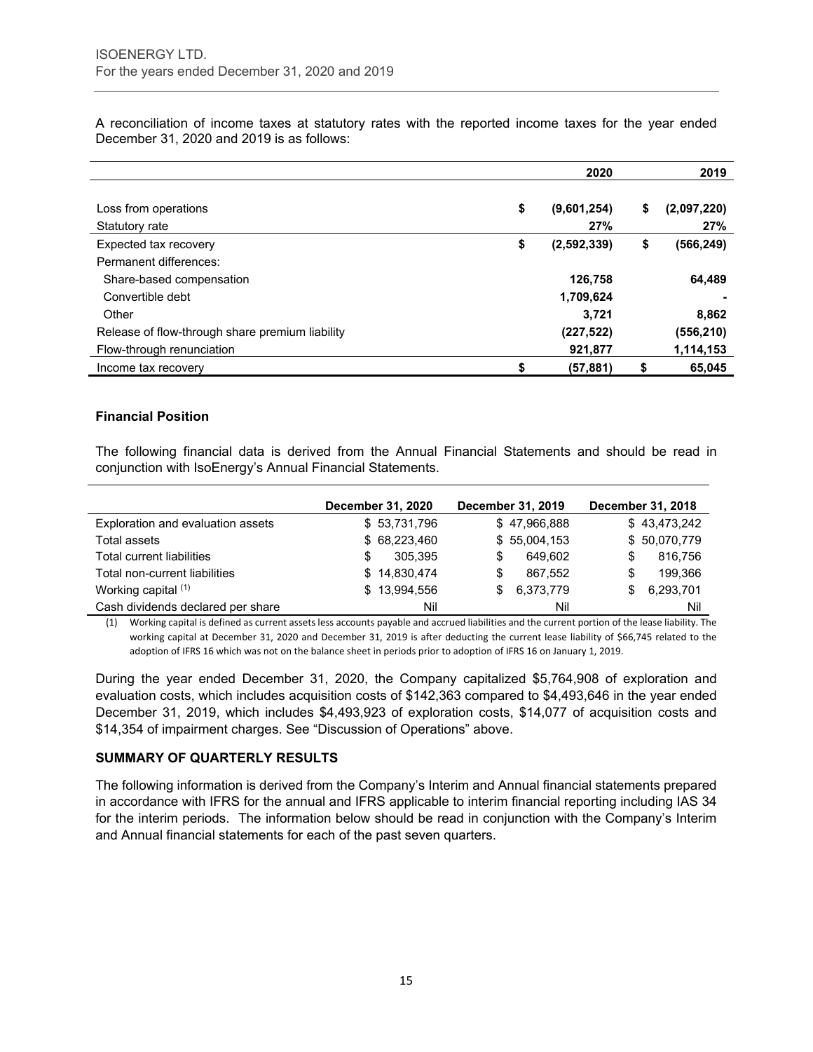A reconciliation of income taxes at statutory rates with the reported income taxes for the year ended December 31, 2020 and 2019 is as follows:

| | 2020 | 2019 |
|---|---|---|
| Loss from operations | $ (9,601,254) | $ (2,097,220) |
| Statutory rate | 27% | 27% |
| Expected tax recovery | $ (2,592,339) | $ (566,249) |
| Permanent differences: | | |
| Share-based compensation | 126,758 | 64,489 |
| Convertible debt | 1,709,624 | - |
| Other | 3,721 | 8,862 |
| Release of flow-through share premium liability | (227,522) | (556,210) |
| Flow-through renunciation | 921,877 | 1,114,153 |
| Income tax recovery | $ (57,881) | $ 65,045 |

**Financial Position**

The following financial data is derived from the Annual Financial Statements and should be read in conjunction with IsoEnergy's Annual Financial Statements.

| | December 31, 2020 | December 31, 2019 | December 31, 2018 |
|---|---|---|---|
| Exploration and evaluation assets | $ 53,731,796 | $ 47,966,888 | $ 43,473,242 |
| Total assets | $ 68,223,460 | $ 55,004,153 | $ 50,070,779 |
| Total current liabilities | $ 305,395 | $ 649,602 | $ 816,756 |
| Total non-current liabilities | $ 14,830,474 | $ 867,552 | $ 199,366 |
| Working capital [(1)] | $ 13,994,556 | $ 6,373,779 | $ 6,293,701 |
| Cash dividends declared per share | Nil | Nil | Nil |

(1) Working capital is defined as current assets less accounts payable and accrued liabilities and the current portion of the lease liability. The working capital at December 31, 2020 and December 31, 2019 is after deducting the current lease liability of $66,745 related to the adoption of IFRS 16 which was not on the balance sheet in periods prior to adoption of IFRS 16 on January 1, 2019.

During the year ended December 31, 2020, the Company capitalized $5,764,908 of exploration and evaluation costs, which includes acquisition costs of $142,363 compared to $4,493,646 in the year ended December 31, 2019, which includes $4,493,923 of exploration costs, $14,077 of acquisition costs and $14,354 of impairment charges. See "Discussion of Operations" above.

## SUMMARY OF QUARTERLY RESULTS

The following information is derived from the Company's Interim and Annual financial statements prepared in accordance with IFRS for the annual and IFRS applicable to interim financial reporting including IAS 34 for the interim periods. The information below should be read in conjunction with the Company's Interim and Annual financial statements for each of the past seven quarters.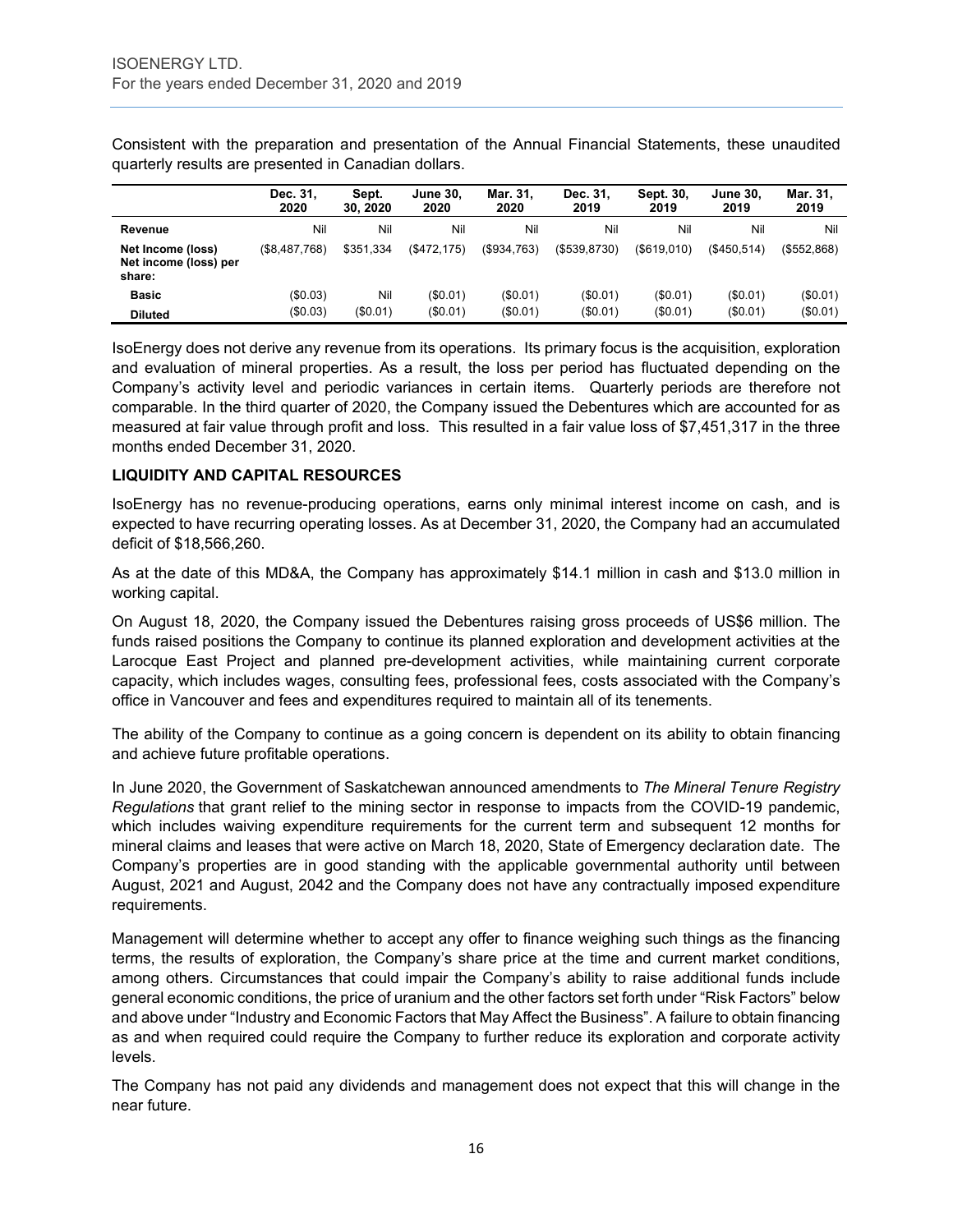Consistent with the preparation and presentation of the Annual Financial Statements, these unaudited quarterly results are presented in Canadian dollars.

| | Dec. 31, 2020 | Sept. 30, 2020 | June 30, 2020 | Mar. 31, 2020 | Dec. 31, 2019 | Sept. 30, 2019 | June 30, 2019 | Mar. 31, 2019 |
|---|---|---|---|---|---|---|---|---|
| **Revenue** | Nil | Nil | Nil | Nil | Nil | Nil | Nil | Nil |
| **Net Income (loss)** | ($8,487,768) | $351,334 | ($472,175) | ($934,763) | ($539,8730) | ($619,010) | ($450,514) | ($552,868) |
| **Net income (loss) per share:** | | | | | | | | |
| **Basic** | ($0.03) | Nil | ($0.01) | ($0.01) | ($0.01) | ($0.01) | ($0.01) | ($0.01) |
| **Diluted** | ($0.03) | ($0.01) | ($0.01) | ($0.01) | ($0.01) | ($0.01) | ($0.01) | ($0.01) |

IsoEnergy does not derive any revenue from its operations. Its primary focus is the acquisition, exploration and evaluation of mineral properties. As a result, the loss per period has fluctuated depending on the Company's activity level and periodic variances in certain items. Quarterly periods are therefore not comparable. In the third quarter of 2020, the Company issued the Debentures which are accounted for as measured at fair value through profit and loss. This resulted in a fair value loss of $7,451,317 in the three months ended December 31, 2020.

## LIQUIDITY AND CAPITAL RESOURCES

IsoEnergy has no revenue-producing operations, earns only minimal interest income on cash, and is expected to have recurring operating losses. As at December 31, 2020, the Company had an accumulated deficit of $18,566,260.

As at the date of this MD&A, the Company has approximately $14.1 million in cash and $13.0 million in working capital.

On August 18, 2020, the Company issued the Debentures raising gross proceeds of US$6 million. The funds raised positions the Company to continue its planned exploration and development activities at the Larocque East Project and planned pre-development activities, while maintaining current corporate capacity, which includes wages, consulting fees, professional fees, costs associated with the Company's office in Vancouver and fees and expenditures required to maintain all of its tenements.

The ability of the Company to continue as a going concern is dependent on its ability to obtain financing and achieve future profitable operations.

In June 2020, the Government of Saskatchewan announced amendments to *The Mineral Tenure Registry Regulations* that grant relief to the mining sector in response to impacts from the COVID-19 pandemic, which includes waiving expenditure requirements for the current term and subsequent 12 months for mineral claims and leases that were active on March 18, 2020, State of Emergency declaration date. The Company's properties are in good standing with the applicable governmental authority until between August, 2021 and August, 2042 and the Company does not have any contractually imposed expenditure requirements.

Management will determine whether to accept any offer to finance weighing such things as the financing terms, the results of exploration, the Company's share price at the time and current market conditions, among others. Circumstances that could impair the Company's ability to raise additional funds include general economic conditions, the price of uranium and the other factors set forth under "Risk Factors" below and above under "Industry and Economic Factors that May Affect the Business". A failure to obtain financing as and when required could require the Company to further reduce its exploration and corporate activity levels.

The Company has not paid any dividends and management does not expect that this will change in the near future.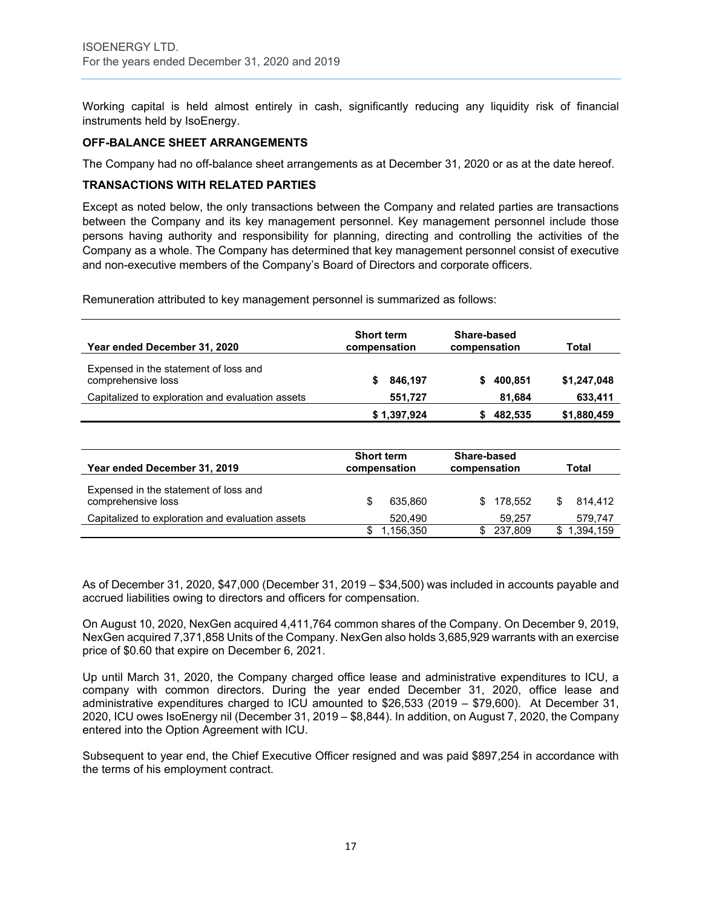Working capital is held almost entirely in cash, significantly reducing any liquidity risk of financial instruments held by IsoEnergy.

## OFF-BALANCE SHEET ARRANGEMENTS

The Company had no off-balance sheet arrangements as at December 31, 2020 or as at the date hereof.

## TRANSACTIONS WITH RELATED PARTIES

Except as noted below, the only transactions between the Company and related parties are transactions between the Company and its key management personnel. Key management personnel include those persons having authority and responsibility for planning, directing and controlling the activities of the Company as a whole. The Company has determined that key management personnel consist of executive and non-executive members of the Company's Board of Directors and corporate officers.

Remuneration attributed to key management personnel is summarized as follows:

| Year ended December 31, 2020 | Short term compensation | Share-based compensation | Total |
|---|---|---|---|
| Expensed in the statement of loss and comprehensive loss | $ 846,197 | $ 400,851 | $1,247,048 |
| Capitalized to exploration and evaluation assets | 551,727 | 81,684 | 633,411 |
| | $ 1,397,924 | $ 482,535 | $1,880,459 |

| Year ended December 31, 2019 | Short term compensation | Share-based compensation | Total |
|---|---|---|---|
| Expensed in the statement of loss and comprehensive loss | $ 635,860 | $ 178,552 | $ 814,412 |
| Capitalized to exploration and evaluation assets | 520,490 | 59,257 | 579,747 |
| | $ 1,156,350 | $ 237,809 | $ 1,394,159 |

As of December 31, 2020, $47,000 (December 31, 2019 – $34,500) was included in accounts payable and accrued liabilities owing to directors and officers for compensation.

On August 10, 2020, NexGen acquired 4,411,764 common shares of the Company. On December 9, 2019, NexGen acquired 7,371,858 Units of the Company. NexGen also holds 3,685,929 warrants with an exercise price of $0.60 that expire on December 6, 2021.

Up until March 31, 2020, the Company charged office lease and administrative expenditures to ICU, a company with common directors. During the year ended December 31, 2020, office lease and administrative expenditures charged to ICU amounted to $26,533 (2019 – $79,600). At December 31, 2020, ICU owes IsoEnergy nil (December 31, 2019 – $8,844). In addition, on August 7, 2020, the Company entered into the Option Agreement with ICU.

Subsequent to year end, the Chief Executive Officer resigned and was paid $897,254 in accordance with the terms of his employment contract.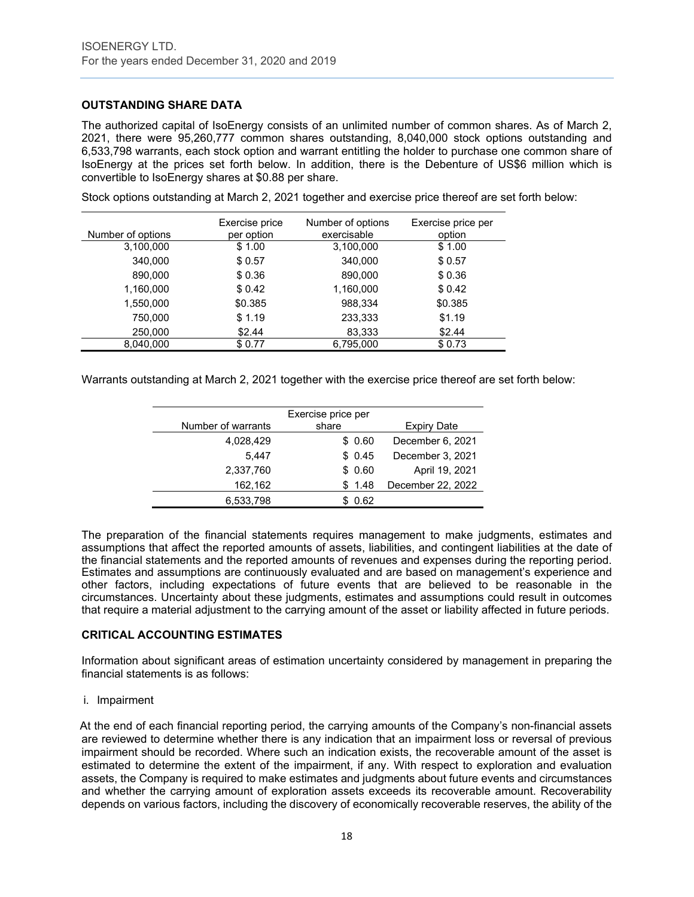## OUTSTANDING SHARE DATA

The authorized capital of IsoEnergy consists of an unlimited number of common shares. As of March 2, 2021, there were 95,260,777 common shares outstanding, 8,040,000 stock options outstanding and 6,533,798 warrants, each stock option and warrant entitling the holder to purchase one common share of IsoEnergy at the prices set forth below. In addition, there is the Debenture of US$6 million which is convertible to IsoEnergy shares at $0.88 per share.

Stock options outstanding at March 2, 2021 together and exercise price thereof are set forth below:

| Number of options | Exercise price per option | Number of options exercisable | Exercise price per option |
|---|---|---|---|
| 3,100,000 | $ 1.00 | 3,100,000 | $ 1.00 |
| 340,000 | $ 0.57 | 340,000 | $ 0.57 |
| 890,000 | $ 0.36 | 890,000 | $ 0.36 |
| 1,160,000 | $ 0.42 | 1,160,000 | $ 0.42 |
| 1,550,000 | $0.385 | 988,334 | $0.385 |
| 750,000 | $ 1.19 | 233,333 | $1.19 |
| 250,000 | $2.44 | 83,333 | $2.44 |
| 8,040,000 | $ 0.77 | 6,795,000 | $ 0.73 |

Warrants outstanding at March 2, 2021 together with the exercise price thereof are set forth below:

| Number of warrants | Exercise price per share | Expiry Date |
|---|---|---|
| 4,028,429 | $ 0.60 | December 6, 2021 |
| 5,447 | $ 0.45 | December 3, 2021 |
| 2,337,760 | $ 0.60 | April 19, 2021 |
| 162,162 | $ 1.48 | December 22, 2022 |
| 6,533,798 | $ 0.62 | |

The preparation of the financial statements requires management to make judgments, estimates and assumptions that affect the reported amounts of assets, liabilities, and contingent liabilities at the date of the financial statements and the reported amounts of revenues and expenses during the reporting period. Estimates and assumptions are continuously evaluated and are based on management's experience and other factors, including expectations of future events that are believed to be reasonable in the circumstances. Uncertainty about these judgments, estimates and assumptions could result in outcomes that require a material adjustment to the carrying amount of the asset or liability affected in future periods.

## CRITICAL ACCOUNTING ESTIMATES

Information about significant areas of estimation uncertainty considered by management in preparing the financial statements is as follows:

i. Impairment

At the end of each financial reporting period, the carrying amounts of the Company's non-financial assets are reviewed to determine whether there is any indication that an impairment loss or reversal of previous impairment should be recorded. Where such an indication exists, the recoverable amount of the asset is estimated to determine the extent of the impairment, if any. With respect to exploration and evaluation assets, the Company is required to make estimates and judgments about future events and circumstances and whether the carrying amount of exploration assets exceeds its recoverable amount. Recoverability depends on various factors, including the discovery of economically recoverable reserves, the ability of the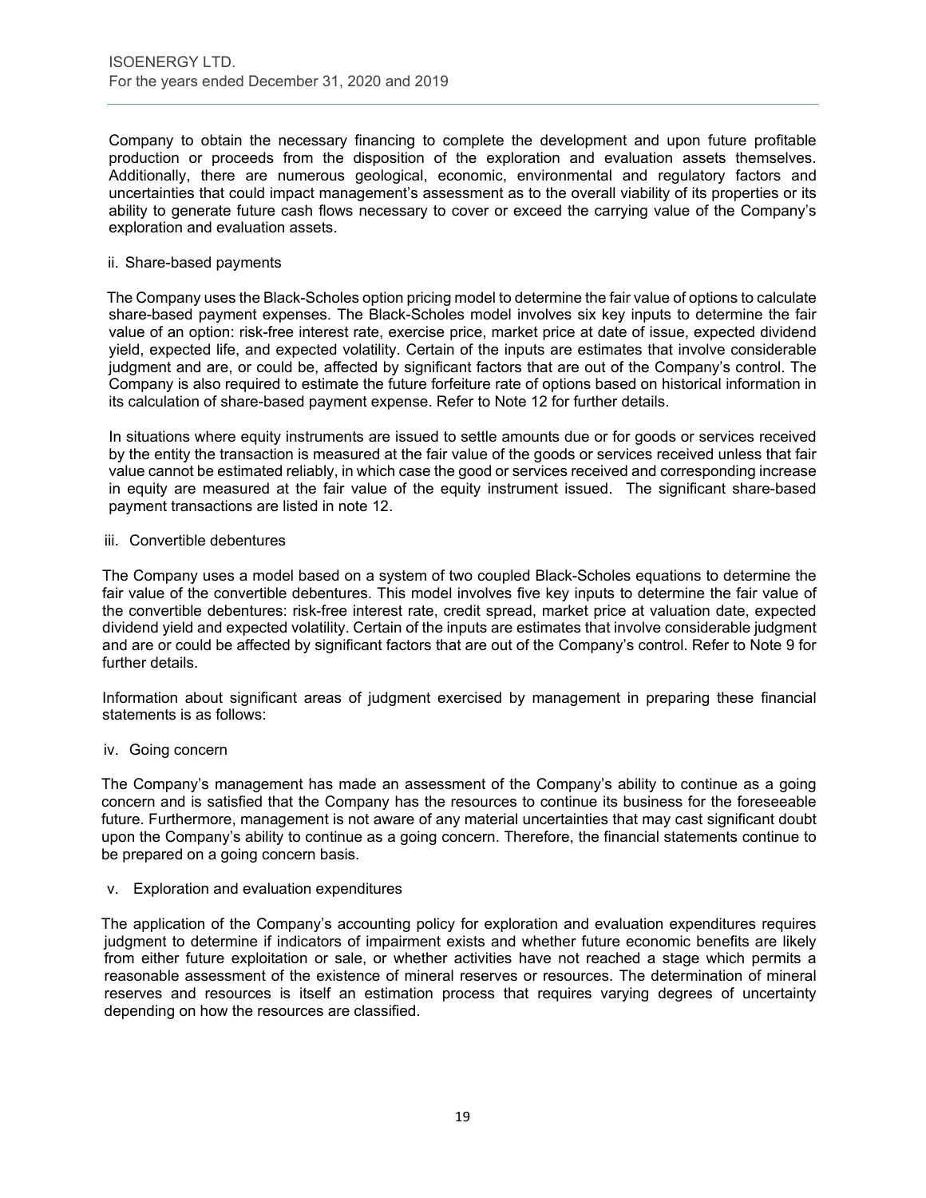Company to obtain the necessary financing to complete the development and upon future profitable production or proceeds from the disposition of the exploration and evaluation assets themselves. Additionally, there are numerous geological, economic, environmental and regulatory factors and uncertainties that could impact management's assessment as to the overall viability of its properties or its ability to generate future cash flows necessary to cover or exceed the carrying value of the Company's exploration and evaluation assets.

ii. Share-based payments

The Company uses the Black-Scholes option pricing model to determine the fair value of options to calculate share-based payment expenses. The Black-Scholes model involves six key inputs to determine the fair value of an option: risk-free interest rate, exercise price, market price at date of issue, expected dividend yield, expected life, and expected volatility. Certain of the inputs are estimates that involve considerable judgment and are, or could be, affected by significant factors that are out of the Company's control. The Company is also required to estimate the future forfeiture rate of options based on historical information in its calculation of share-based payment expense. Refer to Note 12 for further details.

In situations where equity instruments are issued to settle amounts due or for goods or services received by the entity the transaction is measured at the fair value of the goods or services received unless that fair value cannot be estimated reliably, in which case the good or services received and corresponding increase in equity are measured at the fair value of the equity instrument issued. The significant share-based payment transactions are listed in note 12.

iii. Convertible debentures

The Company uses a model based on a system of two coupled Black-Scholes equations to determine the fair value of the convertible debentures. This model involves five key inputs to determine the fair value of the convertible debentures: risk-free interest rate, credit spread, market price at valuation date, expected dividend yield and expected volatility. Certain of the inputs are estimates that involve considerable judgment and are or could be affected by significant factors that are out of the Company's control. Refer to Note 9 for further details.

Information about significant areas of judgment exercised by management in preparing these financial statements is as follows:

iv. Going concern

The Company's management has made an assessment of the Company's ability to continue as a going concern and is satisfied that the Company has the resources to continue its business for the foreseeable future. Furthermore, management is not aware of any material uncertainties that may cast significant doubt upon the Company's ability to continue as a going concern. Therefore, the financial statements continue to be prepared on a going concern basis.

v. Exploration and evaluation expenditures

The application of the Company's accounting policy for exploration and evaluation expenditures requires judgment to determine if indicators of impairment exists and whether future economic benefits are likely from either future exploitation or sale, or whether activities have not reached a stage which permits a reasonable assessment of the existence of mineral reserves or resources. The determination of mineral reserves and resources is itself an estimation process that requires varying degrees of uncertainty depending on how the resources are classified.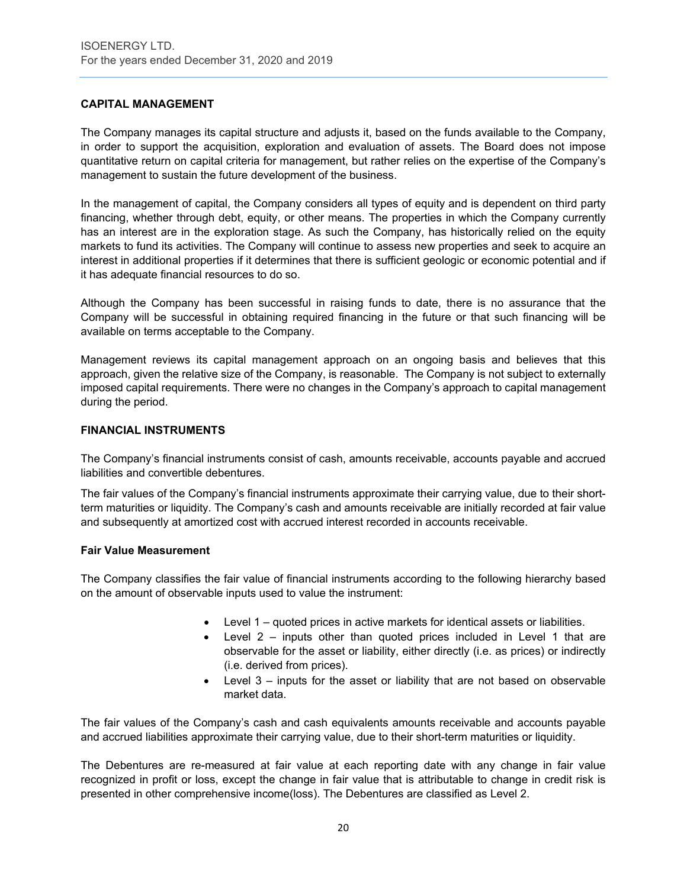## CAPITAL MANAGEMENT

The Company manages its capital structure and adjusts it, based on the funds available to the Company, in order to support the acquisition, exploration and evaluation of assets. The Board does not impose quantitative return on capital criteria for management, but rather relies on the expertise of the Company's management to sustain the future development of the business.

In the management of capital, the Company considers all types of equity and is dependent on third party financing, whether through debt, equity, or other means. The properties in which the Company currently has an interest are in the exploration stage. As such the Company, has historically relied on the equity markets to fund its activities. The Company will continue to assess new properties and seek to acquire an interest in additional properties if it determines that there is sufficient geologic or economic potential and if it has adequate financial resources to do so.

Although the Company has been successful in raising funds to date, there is no assurance that the Company will be successful in obtaining required financing in the future or that such financing will be available on terms acceptable to the Company.

Management reviews its capital management approach on an ongoing basis and believes that this approach, given the relative size of the Company, is reasonable. The Company is not subject to externally imposed capital requirements. There were no changes in the Company's approach to capital management during the period.

## FINANCIAL INSTRUMENTS

The Company's financial instruments consist of cash, amounts receivable, accounts payable and accrued liabilities and convertible debentures.

The fair values of the Company's financial instruments approximate their carrying value, due to their short-term maturities or liquidity. The Company's cash and amounts receivable are initially recorded at fair value and subsequently at amortized cost with accrued interest recorded in accounts receivable.

### Fair Value Measurement

The Company classifies the fair value of financial instruments according to the following hierarchy based on the amount of observable inputs used to value the instrument:

- Level 1 – quoted prices in active markets for identical assets or liabilities.
- Level 2 – inputs other than quoted prices included in Level 1 that are observable for the asset or liability, either directly (i.e. as prices) or indirectly (i.e. derived from prices).
- Level 3 – inputs for the asset or liability that are not based on observable market data.

The fair values of the Company's cash and cash equivalents amounts receivable and accounts payable and accrued liabilities approximate their carrying value, due to their short-term maturities or liquidity.

The Debentures are re-measured at fair value at each reporting date with any change in fair value recognized in profit or loss, except the change in fair value that is attributable to change in credit risk is presented in other comprehensive income(loss). The Debentures are classified as Level 2.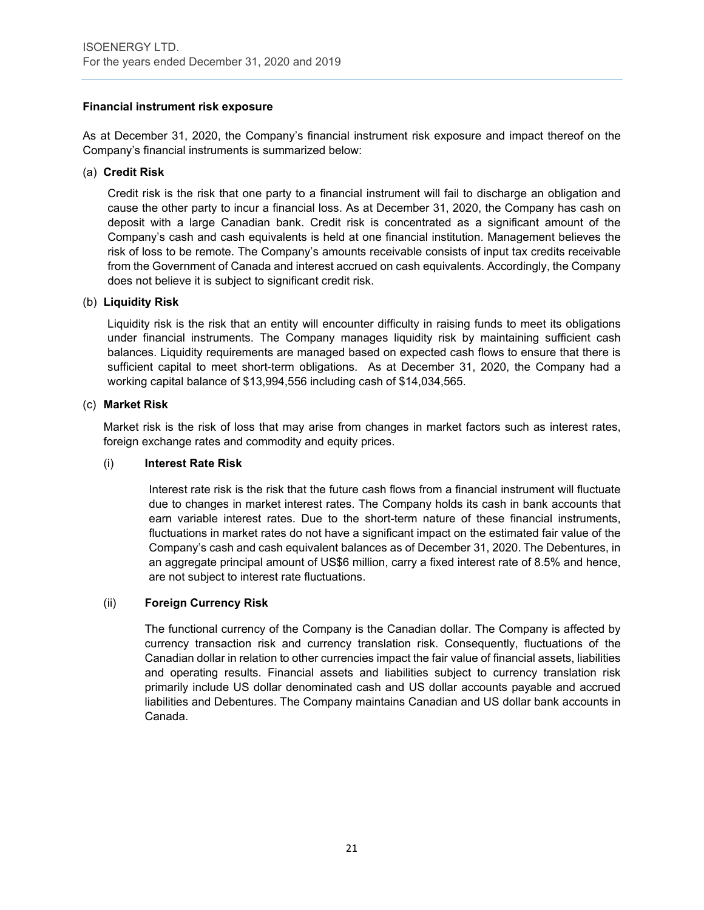**Financial instrument risk exposure**

As at December 31, 2020, the Company's financial instrument risk exposure and impact thereof on the Company's financial instruments is summarized below:

(a) **Credit Risk**

Credit risk is the risk that one party to a financial instrument will fail to discharge an obligation and cause the other party to incur a financial loss. As at December 31, 2020, the Company has cash on deposit with a large Canadian bank. Credit risk is concentrated as a significant amount of the Company's cash and cash equivalents is held at one financial institution. Management believes the risk of loss to be remote. The Company's amounts receivable consists of input tax credits receivable from the Government of Canada and interest accrued on cash equivalents. Accordingly, the Company does not believe it is subject to significant credit risk.

(b) **Liquidity Risk**

Liquidity risk is the risk that an entity will encounter difficulty in raising funds to meet its obligations under financial instruments. The Company manages liquidity risk by maintaining sufficient cash balances. Liquidity requirements are managed based on expected cash flows to ensure that there is sufficient capital to meet short-term obligations. As at December 31, 2020, the Company had a working capital balance of $13,994,556 including cash of $14,034,565.

(c) **Market Risk**

Market risk is the risk of loss that may arise from changes in market factors such as interest rates, foreign exchange rates and commodity and equity prices.

(i) **Interest Rate Risk**

Interest rate risk is the risk that the future cash flows from a financial instrument will fluctuate due to changes in market interest rates. The Company holds its cash in bank accounts that earn variable interest rates. Due to the short-term nature of these financial instruments, fluctuations in market rates do not have a significant impact on the estimated fair value of the Company's cash and cash equivalent balances as of December 31, 2020. The Debentures, in an aggregate principal amount of US$6 million, carry a fixed interest rate of 8.5% and hence, are not subject to interest rate fluctuations.

(ii) **Foreign Currency Risk**

The functional currency of the Company is the Canadian dollar. The Company is affected by currency transaction risk and currency translation risk. Consequently, fluctuations of the Canadian dollar in relation to other currencies impact the fair value of financial assets, liabilities and operating results. Financial assets and liabilities subject to currency translation risk primarily include US dollar denominated cash and US dollar accounts payable and accrued liabilities and Debentures. The Company maintains Canadian and US dollar bank accounts in Canada.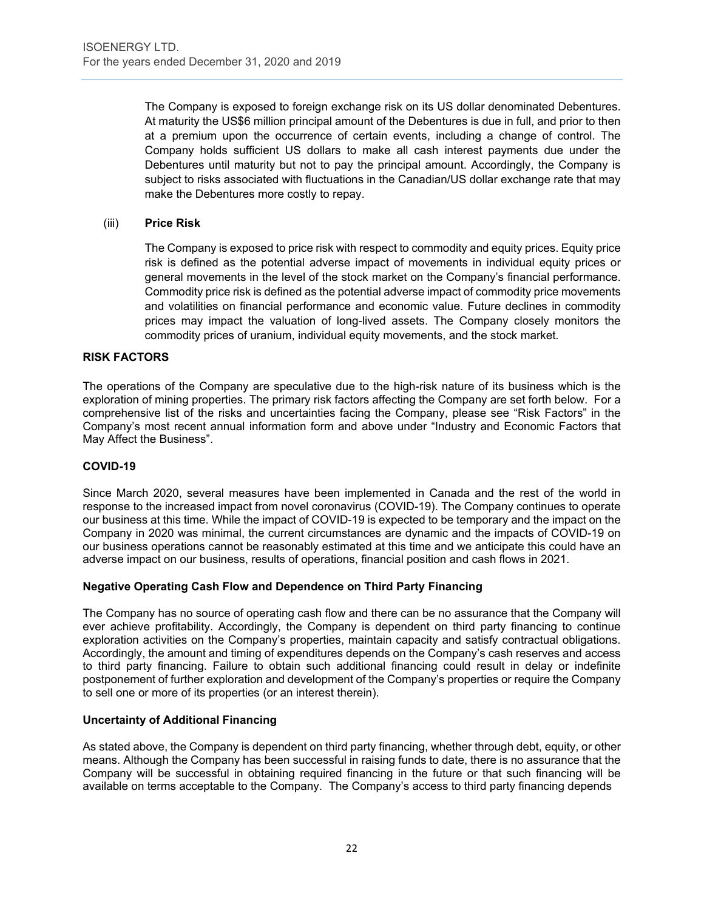The Company is exposed to foreign exchange risk on its US dollar denominated Debentures. At maturity the US$6 million principal amount of the Debentures is due in full, and prior to then at a premium upon the occurrence of certain events, including a change of control. The Company holds sufficient US dollars to make all cash interest payments due under the Debentures until maturity but not to pay the principal amount. Accordingly, the Company is subject to risks associated with fluctuations in the Canadian/US dollar exchange rate that may make the Debentures more costly to repay.

(iii) **Price Risk**

The Company is exposed to price risk with respect to commodity and equity prices. Equity price risk is defined as the potential adverse impact of movements in individual equity prices or general movements in the level of the stock market on the Company's financial performance. Commodity price risk is defined as the potential adverse impact of commodity price movements and volatilities on financial performance and economic value. Future declines in commodity prices may impact the valuation of long-lived assets. The Company closely monitors the commodity prices of uranium, individual equity movements, and the stock market.

## RISK FACTORS

The operations of the Company are speculative due to the high-risk nature of its business which is the exploration of mining properties. The primary risk factors affecting the Company are set forth below. For a comprehensive list of the risks and uncertainties facing the Company, please see "Risk Factors" in the Company's most recent annual information form and above under "Industry and Economic Factors that May Affect the Business".

## COVID-19

Since March 2020, several measures have been implemented in Canada and the rest of the world in response to the increased impact from novel coronavirus (COVID-19). The Company continues to operate our business at this time. While the impact of COVID-19 is expected to be temporary and the impact on the Company in 2020 was minimal, the current circumstances are dynamic and the impacts of COVID-19 on our business operations cannot be reasonably estimated at this time and we anticipate this could have an adverse impact on our business, results of operations, financial position and cash flows in 2021.

### Negative Operating Cash Flow and Dependence on Third Party Financing

The Company has no source of operating cash flow and there can be no assurance that the Company will ever achieve profitability. Accordingly, the Company is dependent on third party financing to continue exploration activities on the Company's properties, maintain capacity and satisfy contractual obligations. Accordingly, the amount and timing of expenditures depends on the Company's cash reserves and access to third party financing. Failure to obtain such additional financing could result in delay or indefinite postponement of further exploration and development of the Company's properties or require the Company to sell one or more of its properties (or an interest therein).

### Uncertainty of Additional Financing

As stated above, the Company is dependent on third party financing, whether through debt, equity, or other means. Although the Company has been successful in raising funds to date, there is no assurance that the Company will be successful in obtaining required financing in the future or that such financing will be available on terms acceptable to the Company. The Company's access to third party financing depends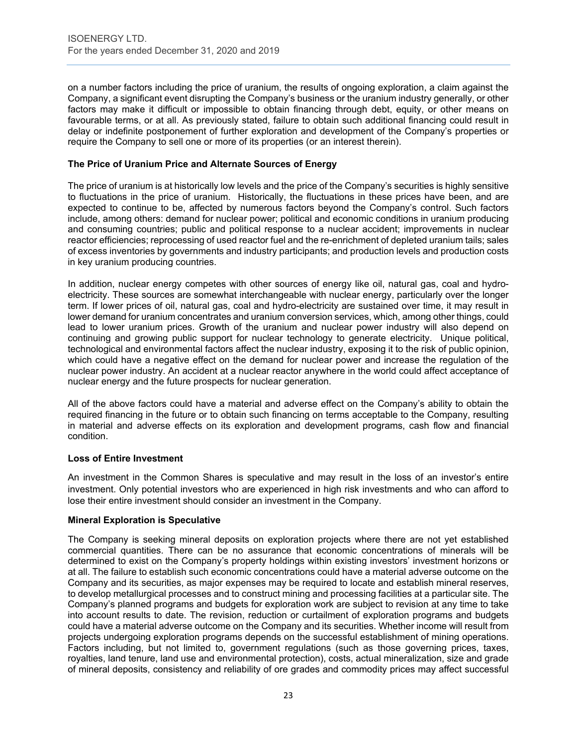on a number factors including the price of uranium, the results of ongoing exploration, a claim against the Company, a significant event disrupting the Company's business or the uranium industry generally, or other factors may make it difficult or impossible to obtain financing through debt, equity, or other means on favourable terms, or at all. As previously stated, failure to obtain such additional financing could result in delay or indefinite postponement of further exploration and development of the Company's properties or require the Company to sell one or more of its properties (or an interest therein).

**The Price of Uranium Price and Alternate Sources of Energy**

The price of uranium is at historically low levels and the price of the Company's securities is highly sensitive to fluctuations in the price of uranium. Historically, the fluctuations in these prices have been, and are expected to continue to be, affected by numerous factors beyond the Company's control. Such factors include, among others: demand for nuclear power; political and economic conditions in uranium producing and consuming countries; public and political response to a nuclear accident; improvements in nuclear reactor efficiencies; reprocessing of used reactor fuel and the re-enrichment of depleted uranium tails; sales of excess inventories by governments and industry participants; and production levels and production costs in key uranium producing countries.

In addition, nuclear energy competes with other sources of energy like oil, natural gas, coal and hydro-electricity. These sources are somewhat interchangeable with nuclear energy, particularly over the longer term. If lower prices of oil, natural gas, coal and hydro-electricity are sustained over time, it may result in lower demand for uranium concentrates and uranium conversion services, which, among other things, could lead to lower uranium prices. Growth of the uranium and nuclear power industry will also depend on continuing and growing public support for nuclear technology to generate electricity. Unique political, technological and environmental factors affect the nuclear industry, exposing it to the risk of public opinion, which could have a negative effect on the demand for nuclear power and increase the regulation of the nuclear power industry. An accident at a nuclear reactor anywhere in the world could affect acceptance of nuclear energy and the future prospects for nuclear generation.

All of the above factors could have a material and adverse effect on the Company's ability to obtain the required financing in the future or to obtain such financing on terms acceptable to the Company, resulting in material and adverse effects on its exploration and development programs, cash flow and financial condition.

**Loss of Entire Investment**

An investment in the Common Shares is speculative and may result in the loss of an investor's entire investment. Only potential investors who are experienced in high risk investments and who can afford to lose their entire investment should consider an investment in the Company.

**Mineral Exploration is Speculative**

The Company is seeking mineral deposits on exploration projects where there are not yet established commercial quantities. There can be no assurance that economic concentrations of minerals will be determined to exist on the Company's property holdings within existing investors' investment horizons or at all. The failure to establish such economic concentrations could have a material adverse outcome on the Company and its securities, as major expenses may be required to locate and establish mineral reserves, to develop metallurgical processes and to construct mining and processing facilities at a particular site. The Company's planned programs and budgets for exploration work are subject to revision at any time to take into account results to date. The revision, reduction or curtailment of exploration programs and budgets could have a material adverse outcome on the Company and its securities. Whether income will result from projects undergoing exploration programs depends on the successful establishment of mining operations. Factors including, but not limited to, government regulations (such as those governing prices, taxes, royalties, land tenure, land use and environmental protection), costs, actual mineralization, size and grade of mineral deposits, consistency and reliability of ore grades and commodity prices may affect successful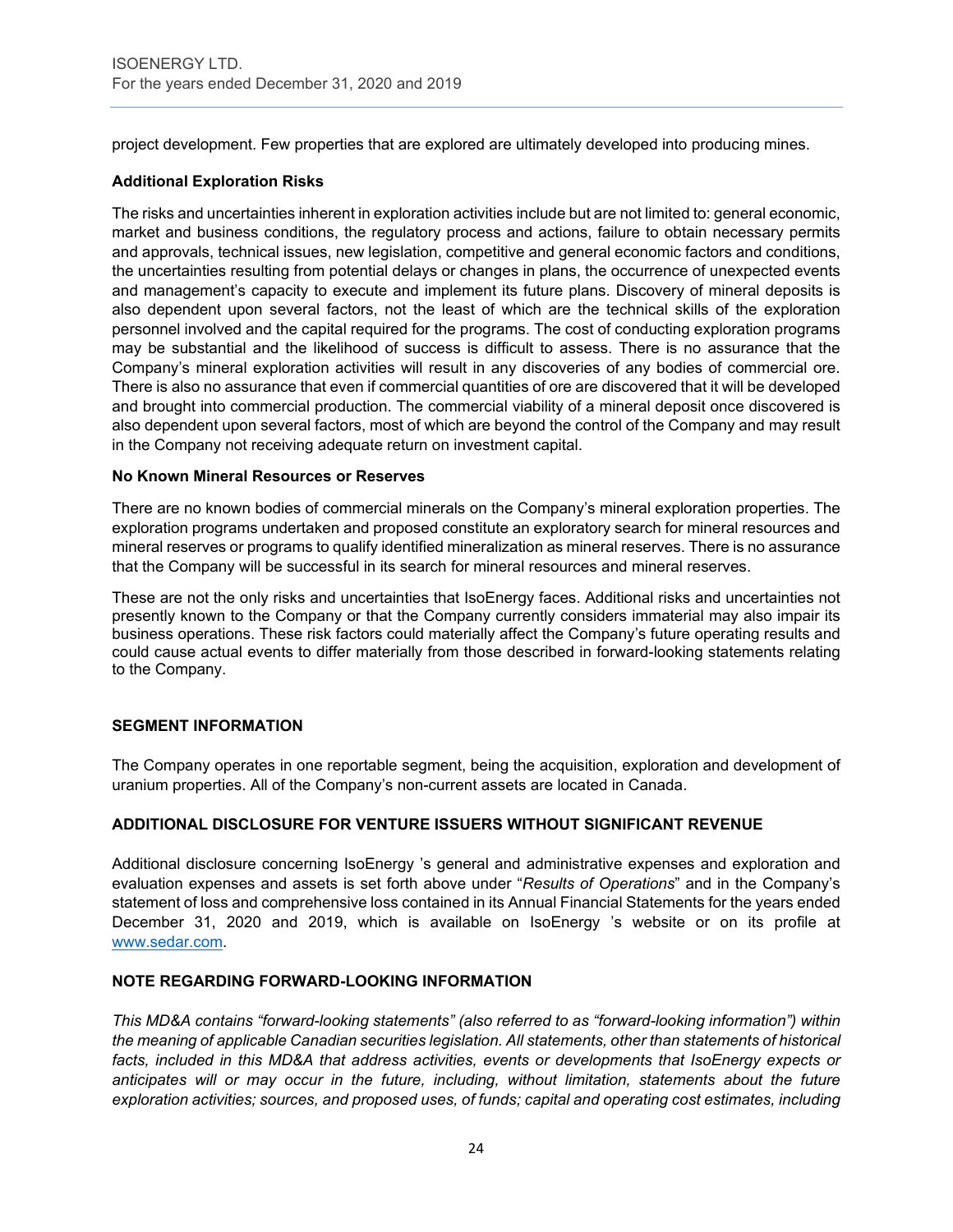project development. Few properties that are explored are ultimately developed into producing mines.

**Additional Exploration Risks**

The risks and uncertainties inherent in exploration activities include but are not limited to: general economic, market and business conditions, the regulatory process and actions, failure to obtain necessary permits and approvals, technical issues, new legislation, competitive and general economic factors and conditions, the uncertainties resulting from potential delays or changes in plans, the occurrence of unexpected events and management's capacity to execute and implement its future plans. Discovery of mineral deposits is also dependent upon several factors, not the least of which are the technical skills of the exploration personnel involved and the capital required for the programs. The cost of conducting exploration programs may be substantial and the likelihood of success is difficult to assess. There is no assurance that the Company's mineral exploration activities will result in any discoveries of any bodies of commercial ore. There is also no assurance that even if commercial quantities of ore are discovered that it will be developed and brought into commercial production. The commercial viability of a mineral deposit once discovered is also dependent upon several factors, most of which are beyond the control of the Company and may result in the Company not receiving adequate return on investment capital.

**No Known Mineral Resources or Reserves**

There are no known bodies of commercial minerals on the Company's mineral exploration properties. The exploration programs undertaken and proposed constitute an exploratory search for mineral resources and mineral reserves or programs to qualify identified mineralization as mineral reserves. There is no assurance that the Company will be successful in its search for mineral resources and mineral reserves.

These are not the only risks and uncertainties that IsoEnergy faces. Additional risks and uncertainties not presently known to the Company or that the Company currently considers immaterial may also impair its business operations. These risk factors could materially affect the Company's future operating results and could cause actual events to differ materially from those described in forward-looking statements relating to the Company.

## SEGMENT INFORMATION

The Company operates in one reportable segment, being the acquisition, exploration and development of uranium properties. All of the Company's non-current assets are located in Canada.

## ADDITIONAL DISCLOSURE FOR VENTURE ISSUERS WITHOUT SIGNIFICANT REVENUE

Additional disclosure concerning IsoEnergy 's general and administrative expenses and exploration and evaluation expenses and assets is set forth above under "*Results of Operations*" and in the Company's statement of loss and comprehensive loss contained in its Annual Financial Statements for the years ended December 31, 2020 and 2019, which is available on IsoEnergy 's website or on its profile at www.sedar.com.

## NOTE REGARDING FORWARD-LOOKING INFORMATION

*This MD&A contains "forward-looking statements" (also referred to as "forward-looking information") within the meaning of applicable Canadian securities legislation. All statements, other than statements of historical facts, included in this MD&A that address activities, events or developments that IsoEnergy expects or anticipates will or may occur in the future, including, without limitation, statements about the future exploration activities; sources, and proposed uses, of funds; capital and operating cost estimates, including*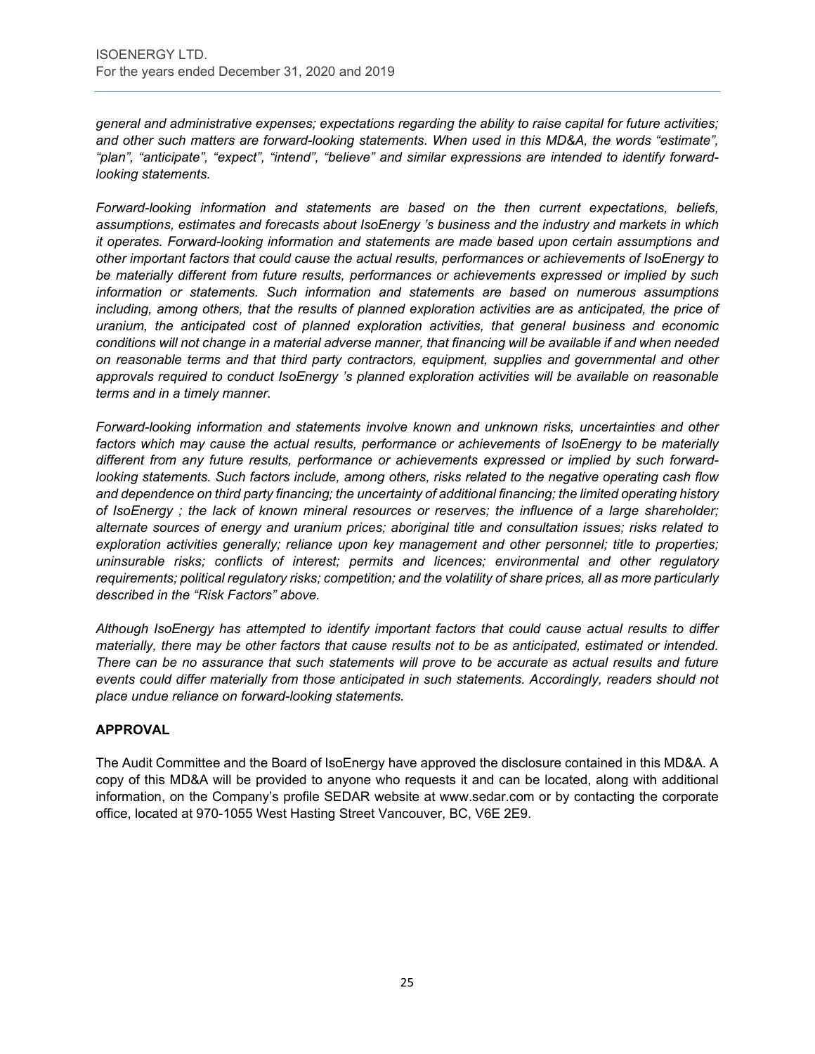*general and administrative expenses; expectations regarding the ability to raise capital for future activities; and other such matters are forward-looking statements. When used in this MD&A, the words "estimate", "plan", "anticipate", "expect", "intend", "believe" and similar expressions are intended to identify forward-looking statements.*

*Forward-looking information and statements are based on the then current expectations, beliefs, assumptions, estimates and forecasts about IsoEnergy 's business and the industry and markets in which it operates. Forward-looking information and statements are made based upon certain assumptions and other important factors that could cause the actual results, performances or achievements of IsoEnergy to be materially different from future results, performances or achievements expressed or implied by such information or statements. Such information and statements are based on numerous assumptions including, among others, that the results of planned exploration activities are as anticipated, the price of uranium, the anticipated cost of planned exploration activities, that general business and economic conditions will not change in a material adverse manner, that financing will be available if and when needed on reasonable terms and that third party contractors, equipment, supplies and governmental and other approvals required to conduct IsoEnergy 's planned exploration activities will be available on reasonable terms and in a timely manner.*

*Forward-looking information and statements involve known and unknown risks, uncertainties and other factors which may cause the actual results, performance or achievements of IsoEnergy to be materially different from any future results, performance or achievements expressed or implied by such forward-looking statements. Such factors include, among others, risks related to the negative operating cash flow and dependence on third party financing; the uncertainty of additional financing; the limited operating history of IsoEnergy ; the lack of known mineral resources or reserves; the influence of a large shareholder; alternate sources of energy and uranium prices; aboriginal title and consultation issues; risks related to exploration activities generally; reliance upon key management and other personnel; title to properties; uninsurable risks; conflicts of interest; permits and licences; environmental and other regulatory requirements; political regulatory risks; competition; and the volatility of share prices, all as more particularly described in the "Risk Factors" above.*

*Although IsoEnergy has attempted to identify important factors that could cause actual results to differ materially, there may be other factors that cause results not to be as anticipated, estimated or intended. There can be no assurance that such statements will prove to be accurate as actual results and future events could differ materially from those anticipated in such statements. Accordingly, readers should not place undue reliance on forward-looking statements.*

## APPROVAL

The Audit Committee and the Board of IsoEnergy have approved the disclosure contained in this MD&A. A copy of this MD&A will be provided to anyone who requests it and can be located, along with additional information, on the Company's profile SEDAR website at www.sedar.com or by contacting the corporate office, located at 970-1055 West Hasting Street Vancouver, BC, V6E 2E9.